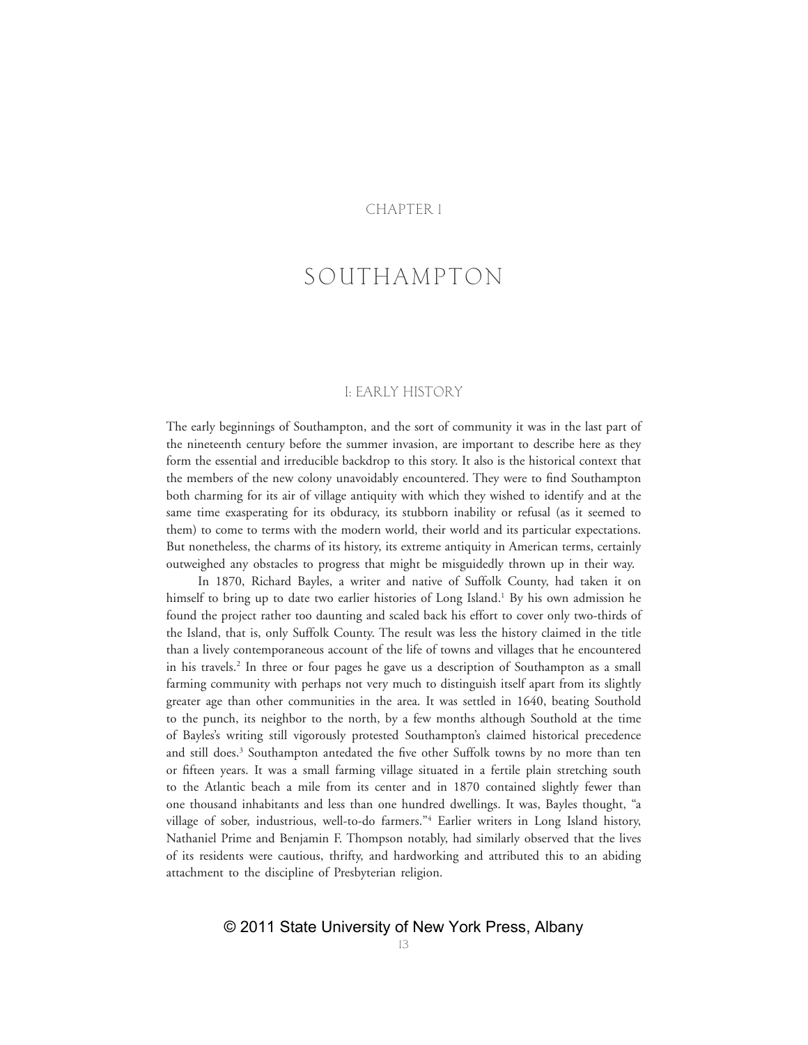CHAPTER 1

# SOUTHAMPTON

## I: EARLY HISTORY

The early beginnings of Southampton, and the sort of community it was in the last part of the nineteenth century before the summer invasion, are important to describe here as they form the essential and irreducible backdrop to this story. It also is the historical context that the members of the new colony unavoidably encountered. They were to find Southampton both charming for its air of village antiquity with which they wished to identify and at the same time exasperating for its obduracy, its stubborn inability or refusal (as it seemed to them) to come to terms with the modern world, their world and its particular expectations. But nonetheless, the charms of its history, its extreme antiquity in American terms, certainly outweighed any obstacles to progress that might be misguidedly thrown up in their way.

In 1870, Richard Bayles, a writer and native of Suffolk County, had taken it on himself to bring up to date two earlier histories of Long Island.[1] By his own admission he found the project rather too daunting and scaled back his effort to cover only two-thirds of the Island, that is, only Suffolk County. The result was less the history claimed in the title than a lively contemporaneous account of the life of towns and villages that he encountered in his travels.[2] In three or four pages he gave us a description of Southampton as a small farming community with perhaps not very much to distinguish itself apart from its slightly greater age than other communities in the area. It was settled in 1640, beating Southold to the punch, its neighbor to the north, by a few months although Southold at the time of Bayles's writing still vigorously protested Southampton's claimed historical precedence and still does.[3] Southampton antedated the five other Suffolk towns by no more than ten or fifteen years. It was a small farming village situated in a fertile plain stretching south to the Atlantic beach a mile from its center and in 1870 contained slightly fewer than one thousand inhabitants and less than one hundred dwellings. It was, Bayles thought, "a village of sober, industrious, well-to-do farmers."[4] Earlier writers in Long Island history, Nathaniel Prime and Benjamin F. Thompson notably, had similarly observed that the lives of its residents were cautious, thrifty, and hardworking and attributed this to an abiding attachment to the discipline of Presbyterian religion.

© 2011 State University of New York Press, Albany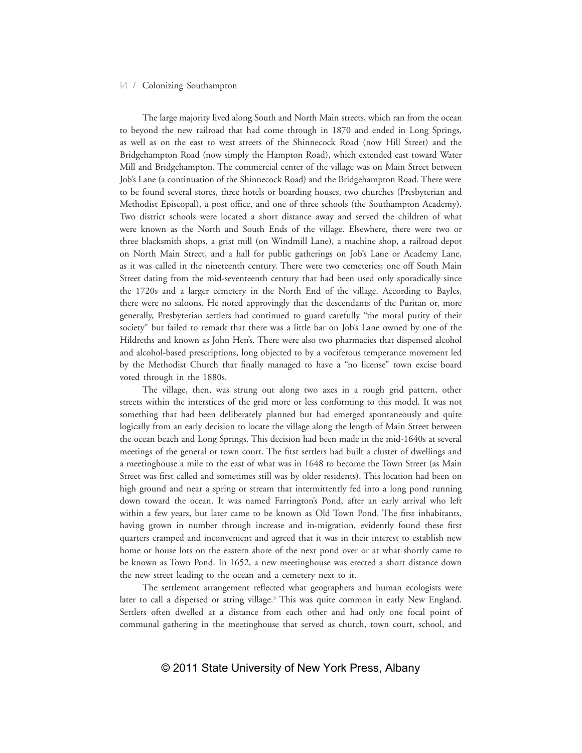The large majority lived along South and North Main streets, which ran from the ocean to beyond the new railroad that had come through in 1870 and ended in Long Springs, as well as on the east to west streets of the Shinnecock Road (now Hill Street) and the Bridgehampton Road (now simply the Hampton Road), which extended east toward Water Mill and Bridgehampton. The commercial center of the village was on Main Street between Job's Lane (a continuation of the Shinnecock Road) and the Bridgehampton Road. There were to be found several stores, three hotels or boarding houses, two churches (Presbyterian and Methodist Episcopal), a post office, and one of three schools (the Southampton Academy). Two district schools were located a short distance away and served the children of what were known as the North and South Ends of the village. Elsewhere, there were two or three blacksmith shops, a grist mill (on Windmill Lane), a machine shop, a railroad depot on North Main Street, and a hall for public gatherings on Job's Lane or Academy Lane, as it was called in the nineteenth century. There were two cemeteries; one off South Main Street dating from the mid-seventeenth century that had been used only sporadically since the 1720s and a larger cemetery in the North End of the village. According to Bayles, there were no saloons. He noted approvingly that the descendants of the Puritan or, more generally, Presbyterian settlers had continued to guard carefully "the moral purity of their society" but failed to remark that there was a little bar on Job's Lane owned by one of the Hildreths and known as John Hen's. There were also two pharmacies that dispensed alcohol and alcohol-based prescriptions, long objected to by a vociferous temperance movement led by the Methodist Church that finally managed to have a "no license" town excise board voted through in the 1880s.

The village, then, was strung out along two axes in a rough grid pattern, other streets within the interstices of the grid more or less conforming to this model. It was not something that had been deliberately planned but had emerged spontaneously and quite logically from an early decision to locate the village along the length of Main Street between the ocean beach and Long Springs. This decision had been made in the mid-1640s at several meetings of the general or town court. The first settlers had built a cluster of dwellings and a meetinghouse a mile to the east of what was in 1648 to become the Town Street (as Main Street was first called and sometimes still was by older residents). This location had been on high ground and near a spring or stream that intermittently fed into a long pond running down toward the ocean. It was named Farrington's Pond, after an early arrival who left within a few years, but later came to be known as Old Town Pond. The first inhabitants, having grown in number through increase and in-migration, evidently found these first quarters cramped and inconvenient and agreed that it was in their interest to establish new home or house lots on the eastern shore of the next pond over or at what shortly came to be known as Town Pond. In 1652, a new meetinghouse was erected a short distance down the new street leading to the ocean and a cemetery next to it.

The settlement arrangement reflected what geographers and human ecologists were later to call a dispersed or string village.[5] This was quite common in early New England. Settlers often dwelled at a distance from each other and had only one focal point of communal gathering in the meetinghouse that served as church, town court, school, and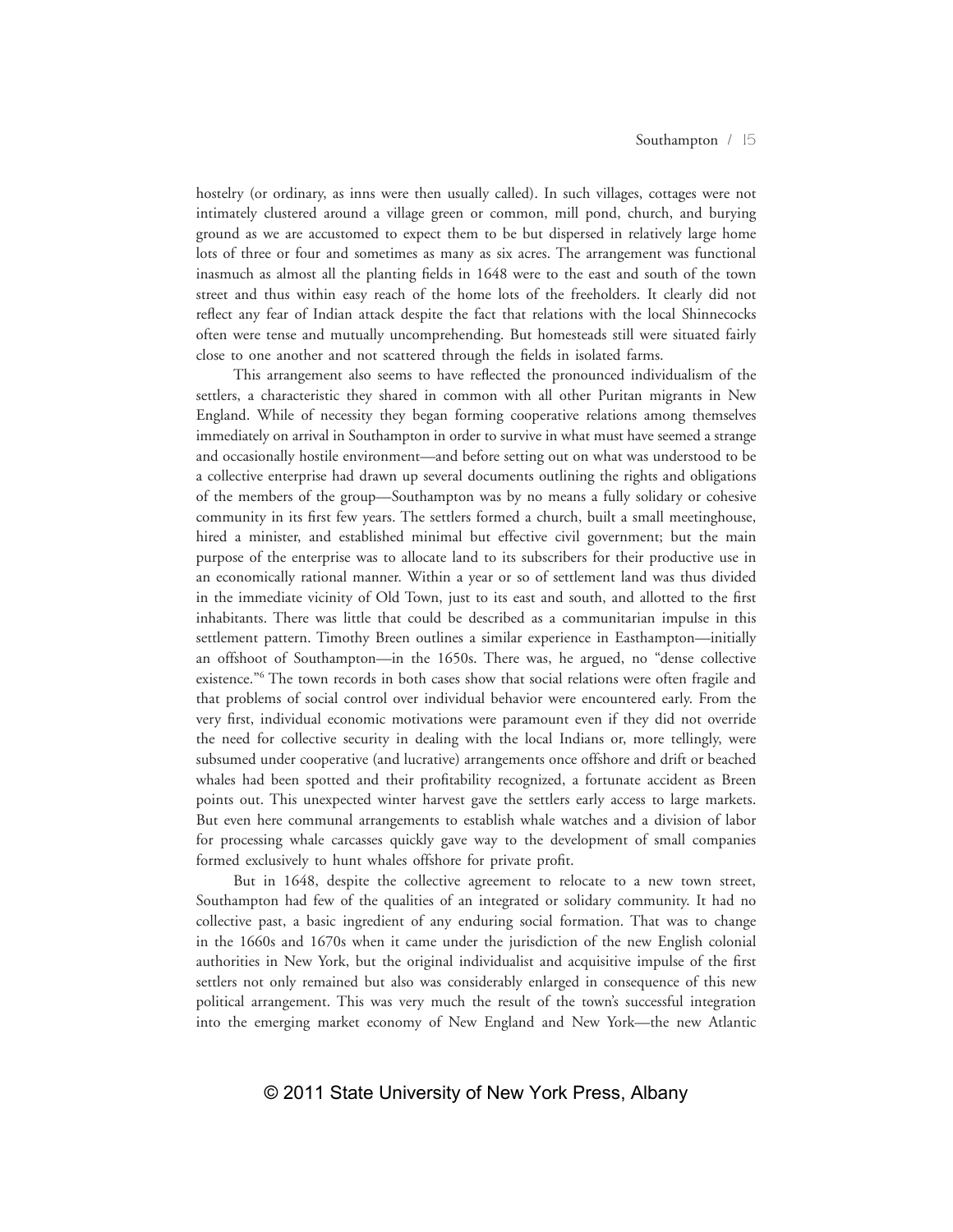hostelry (or ordinary, as inns were then usually called). In such villages, cottages were not intimately clustered around a village green or common, mill pond, church, and burying ground as we are accustomed to expect them to be but dispersed in relatively large home lots of three or four and sometimes as many as six acres. The arrangement was functional inasmuch as almost all the planting fields in 1648 were to the east and south of the town street and thus within easy reach of the home lots of the freeholders. It clearly did not reflect any fear of Indian attack despite the fact that relations with the local Shinnecocks often were tense and mutually uncomprehending. But homesteads still were situated fairly close to one another and not scattered through the fields in isolated farms.

This arrangement also seems to have reflected the pronounced individualism of the settlers, a characteristic they shared in common with all other Puritan migrants in New England. While of necessity they began forming cooperative relations among themselves immediately on arrival in Southampton in order to survive in what must have seemed a strange and occasionally hostile environment—and before setting out on what was understood to be a collective enterprise had drawn up several documents outlining the rights and obligations of the members of the group—Southampton was by no means a fully solidary or cohesive community in its first few years. The settlers formed a church, built a small meetinghouse, hired a minister, and established minimal but effective civil government; but the main purpose of the enterprise was to allocate land to its subscribers for their productive use in an economically rational manner. Within a year or so of settlement land was thus divided in the immediate vicinity of Old Town, just to its east and south, and allotted to the first inhabitants. There was little that could be described as a communitarian impulse in this settlement pattern. Timothy Breen outlines a similar experience in Easthampton—initially an offshoot of Southampton—in the 1650s. There was, he argued, no "dense collective existence."[6] The town records in both cases show that social relations were often fragile and that problems of social control over individual behavior were encountered early. From the very first, individual economic motivations were paramount even if they did not override the need for collective security in dealing with the local Indians or, more tellingly, were subsumed under cooperative (and lucrative) arrangements once offshore and drift or beached whales had been spotted and their profitability recognized, a fortunate accident as Breen points out. This unexpected winter harvest gave the settlers early access to large markets. But even here communal arrangements to establish whale watches and a division of labor for processing whale carcasses quickly gave way to the development of small companies formed exclusively to hunt whales offshore for private profit.

But in 1648, despite the collective agreement to relocate to a new town street, Southampton had few of the qualities of an integrated or solidary community. It had no collective past, a basic ingredient of any enduring social formation. That was to change in the 1660s and 1670s when it came under the jurisdiction of the new English colonial authorities in New York, but the original individualist and acquisitive impulse of the first settlers not only remained but also was considerably enlarged in consequence of this new political arrangement. This was very much the result of the town's successful integration into the emerging market economy of New England and New York—the new Atlantic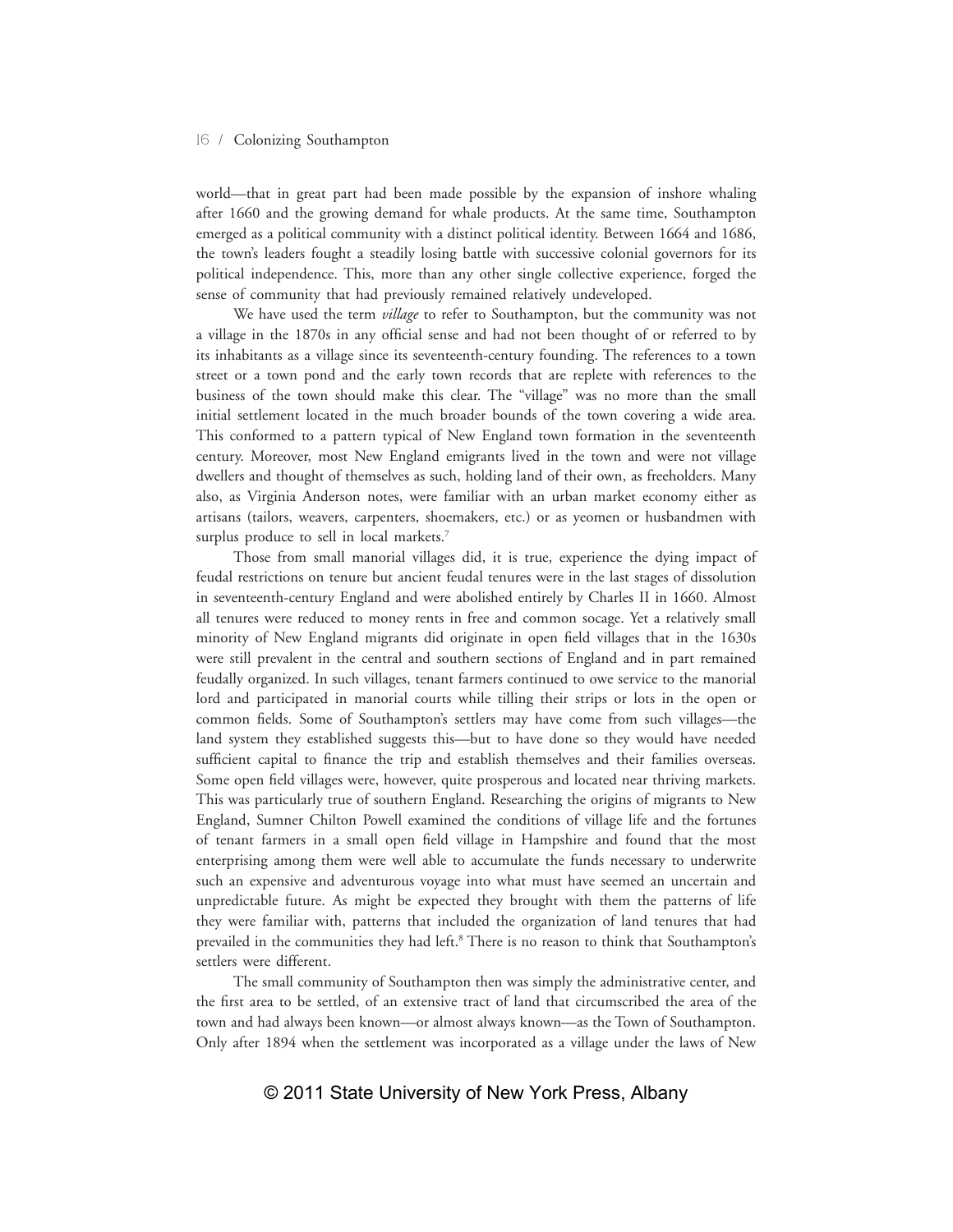world—that in great part had been made possible by the expansion of inshore whaling after 1660 and the growing demand for whale products. At the same time, Southampton emerged as a political community with a distinct political identity. Between 1664 and 1686, the town's leaders fought a steadily losing battle with successive colonial governors for its political independence. This, more than any other single collective experience, forged the sense of community that had previously remained relatively undeveloped.

We have used the term *village* to refer to Southampton, but the community was not a village in the 1870s in any official sense and had not been thought of or referred to by its inhabitants as a village since its seventeenth-century founding. The references to a town street or a town pond and the early town records that are replete with references to the business of the town should make this clear. The "village" was no more than the small initial settlement located in the much broader bounds of the town covering a wide area. This conformed to a pattern typical of New England town formation in the seventeenth century. Moreover, most New England emigrants lived in the town and were not village dwellers and thought of themselves as such, holding land of their own, as freeholders. Many also, as Virginia Anderson notes, were familiar with an urban market economy either as artisans (tailors, weavers, carpenters, shoemakers, etc.) or as yeomen or husbandmen with surplus produce to sell in local markets.[7]

Those from small manorial villages did, it is true, experience the dying impact of feudal restrictions on tenure but ancient feudal tenures were in the last stages of dissolution in seventeenth-century England and were abolished entirely by Charles II in 1660. Almost all tenures were reduced to money rents in free and common socage. Yet a relatively small minority of New England migrants did originate in open field villages that in the 1630s were still prevalent in the central and southern sections of England and in part remained feudally organized. In such villages, tenant farmers continued to owe service to the manorial lord and participated in manorial courts while tilling their strips or lots in the open or common fields. Some of Southampton's settlers may have come from such villages—the land system they established suggests this—but to have done so they would have needed sufficient capital to finance the trip and establish themselves and their families overseas. Some open field villages were, however, quite prosperous and located near thriving markets. This was particularly true of southern England. Researching the origins of migrants to New England, Sumner Chilton Powell examined the conditions of village life and the fortunes of tenant farmers in a small open field village in Hampshire and found that the most enterprising among them were well able to accumulate the funds necessary to underwrite such an expensive and adventurous voyage into what must have seemed an uncertain and unpredictable future. As might be expected they brought with them the patterns of life they were familiar with, patterns that included the organization of land tenures that had prevailed in the communities they had left.[8] There is no reason to think that Southampton's settlers were different.

The small community of Southampton then was simply the administrative center, and the first area to be settled, of an extensive tract of land that circumscribed the area of the town and had always been known—or almost always known—as the Town of Southampton. Only after 1894 when the settlement was incorporated as a village under the laws of New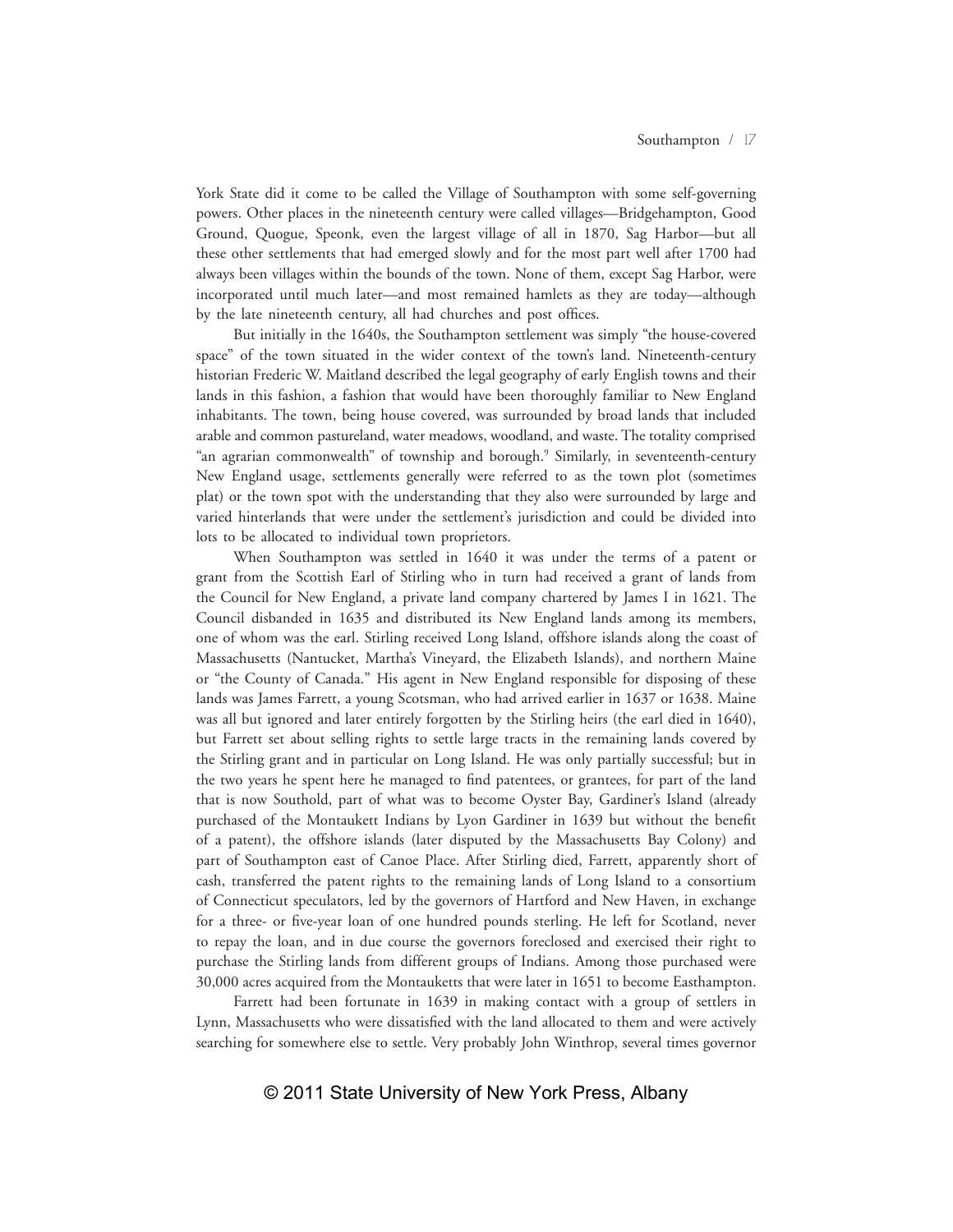York State did it come to be called the Village of Southampton with some self-governing powers. Other places in the nineteenth century were called villages—Bridgehampton, Good Ground, Quogue, Speonk, even the largest village of all in 1870, Sag Harbor—but all these other settlements that had emerged slowly and for the most part well after 1700 had always been villages within the bounds of the town. None of them, except Sag Harbor, were incorporated until much later—and most remained hamlets as they are today—although by the late nineteenth century, all had churches and post offices.

But initially in the 1640s, the Southampton settlement was simply "the house-covered space" of the town situated in the wider context of the town's land. Nineteenth-century historian Frederic W. Maitland described the legal geography of early English towns and their lands in this fashion, a fashion that would have been thoroughly familiar to New England inhabitants. The town, being house covered, was surrounded by broad lands that included arable and common pastureland, water meadows, woodland, and waste. The totality comprised "an agrarian commonwealth" of township and borough.[9] Similarly, in seventeenth-century New England usage, settlements generally were referred to as the town plot (sometimes plat) or the town spot with the understanding that they also were surrounded by large and varied hinterlands that were under the settlement's jurisdiction and could be divided into lots to be allocated to individual town proprietors.

When Southampton was settled in 1640 it was under the terms of a patent or grant from the Scottish Earl of Stirling who in turn had received a grant of lands from the Council for New England, a private land company chartered by James I in 1621. The Council disbanded in 1635 and distributed its New England lands among its members, one of whom was the earl. Stirling received Long Island, offshore islands along the coast of Massachusetts (Nantucket, Martha's Vineyard, the Elizabeth Islands), and northern Maine or "the County of Canada." His agent in New England responsible for disposing of these lands was James Farrett, a young Scotsman, who had arrived earlier in 1637 or 1638. Maine was all but ignored and later entirely forgotten by the Stirling heirs (the earl died in 1640), but Farrett set about selling rights to settle large tracts in the remaining lands covered by the Stirling grant and in particular on Long Island. He was only partially successful; but in the two years he spent here he managed to find patentees, or grantees, for part of the land that is now Southold, part of what was to become Oyster Bay, Gardiner's Island (already purchased of the Montaukett Indians by Lyon Gardiner in 1639 but without the benefit of a patent), the offshore islands (later disputed by the Massachusetts Bay Colony) and part of Southampton east of Canoe Place. After Stirling died, Farrett, apparently short of cash, transferred the patent rights to the remaining lands of Long Island to a consortium of Connecticut speculators, led by the governors of Hartford and New Haven, in exchange for a three- or five-year loan of one hundred pounds sterling. He left for Scotland, never to repay the loan, and in due course the governors foreclosed and exercised their right to purchase the Stirling lands from different groups of Indians. Among those purchased were 30,000 acres acquired from the Montauketts that were later in 1651 to become Easthampton.

Farrett had been fortunate in 1639 in making contact with a group of settlers in Lynn, Massachusetts who were dissatisfied with the land allocated to them and were actively searching for somewhere else to settle. Very probably John Winthrop, several times governor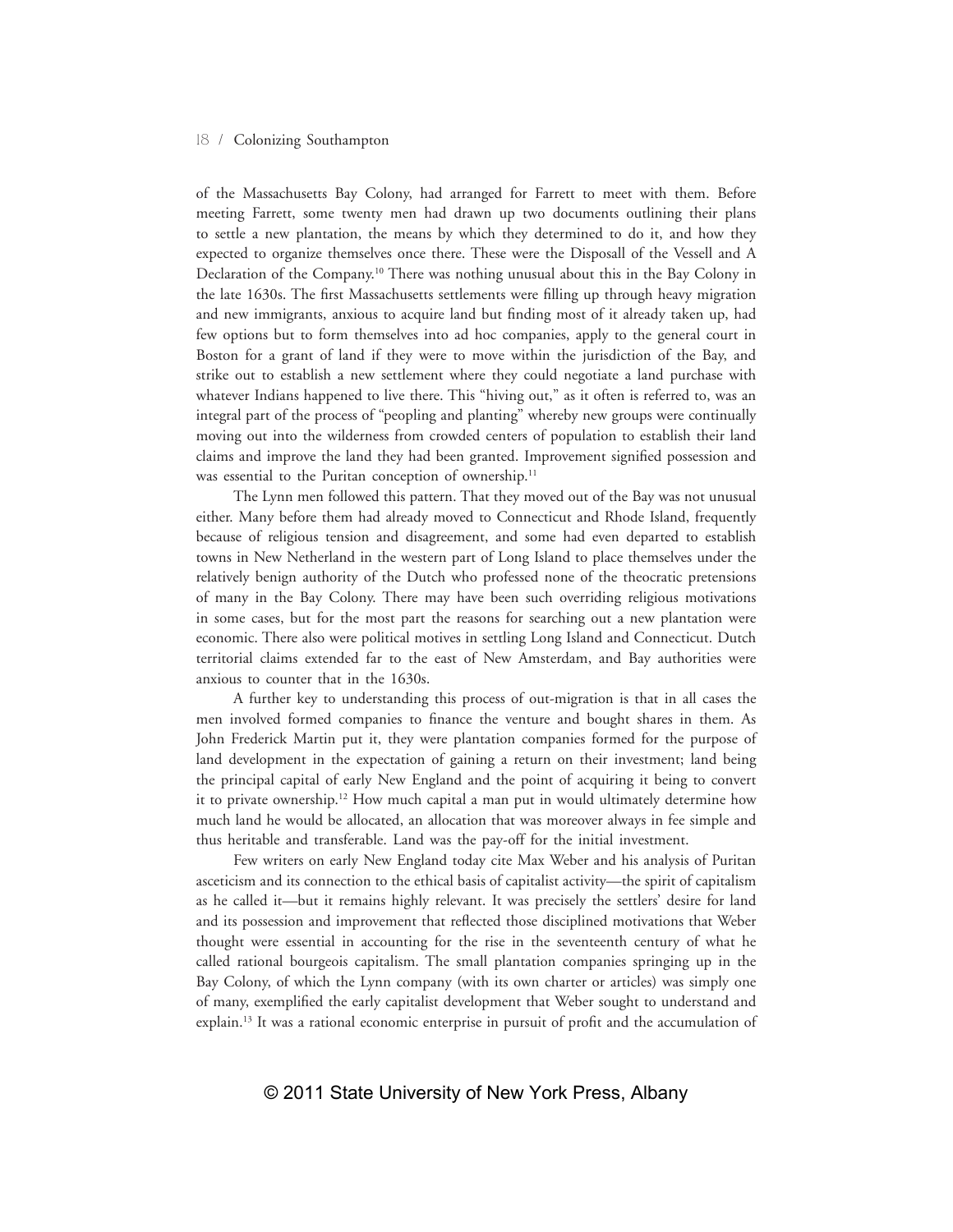of the Massachusetts Bay Colony, had arranged for Farrett to meet with them. Before meeting Farrett, some twenty men had drawn up two documents outlining their plans to settle a new plantation, the means by which they determined to do it, and how they expected to organize themselves once there. These were the Disposall of the Vessell and A Declaration of the Company.[10] There was nothing unusual about this in the Bay Colony in the late 1630s. The first Massachusetts settlements were filling up through heavy migration and new immigrants, anxious to acquire land but finding most of it already taken up, had few options but to form themselves into ad hoc companies, apply to the general court in Boston for a grant of land if they were to move within the jurisdiction of the Bay, and strike out to establish a new settlement where they could negotiate a land purchase with whatever Indians happened to live there. This "hiving out," as it often is referred to, was an integral part of the process of "peopling and planting" whereby new groups were continually moving out into the wilderness from crowded centers of population to establish their land claims and improve the land they had been granted. Improvement signified possession and was essential to the Puritan conception of ownership.[11]

The Lynn men followed this pattern. That they moved out of the Bay was not unusual either. Many before them had already moved to Connecticut and Rhode Island, frequently because of religious tension and disagreement, and some had even departed to establish towns in New Netherland in the western part of Long Island to place themselves under the relatively benign authority of the Dutch who professed none of the theocratic pretensions of many in the Bay Colony. There may have been such overriding religious motivations in some cases, but for the most part the reasons for searching out a new plantation were economic. There also were political motives in settling Long Island and Connecticut. Dutch territorial claims extended far to the east of New Amsterdam, and Bay authorities were anxious to counter that in the 1630s.

A further key to understanding this process of out-migration is that in all cases the men involved formed companies to finance the venture and bought shares in them. As John Frederick Martin put it, they were plantation companies formed for the purpose of land development in the expectation of gaining a return on their investment; land being the principal capital of early New England and the point of acquiring it being to convert it to private ownership.[12] How much capital a man put in would ultimately determine how much land he would be allocated, an allocation that was moreover always in fee simple and thus heritable and transferable. Land was the pay-off for the initial investment.

Few writers on early New England today cite Max Weber and his analysis of Puritan asceticism and its connection to the ethical basis of capitalist activity—the spirit of capitalism as he called it—but it remains highly relevant. It was precisely the settlers' desire for land and its possession and improvement that reflected those disciplined motivations that Weber thought were essential in accounting for the rise in the seventeenth century of what he called rational bourgeois capitalism. The small plantation companies springing up in the Bay Colony, of which the Lynn company (with its own charter or articles) was simply one of many, exemplified the early capitalist development that Weber sought to understand and explain.[13] It was a rational economic enterprise in pursuit of profit and the accumulation of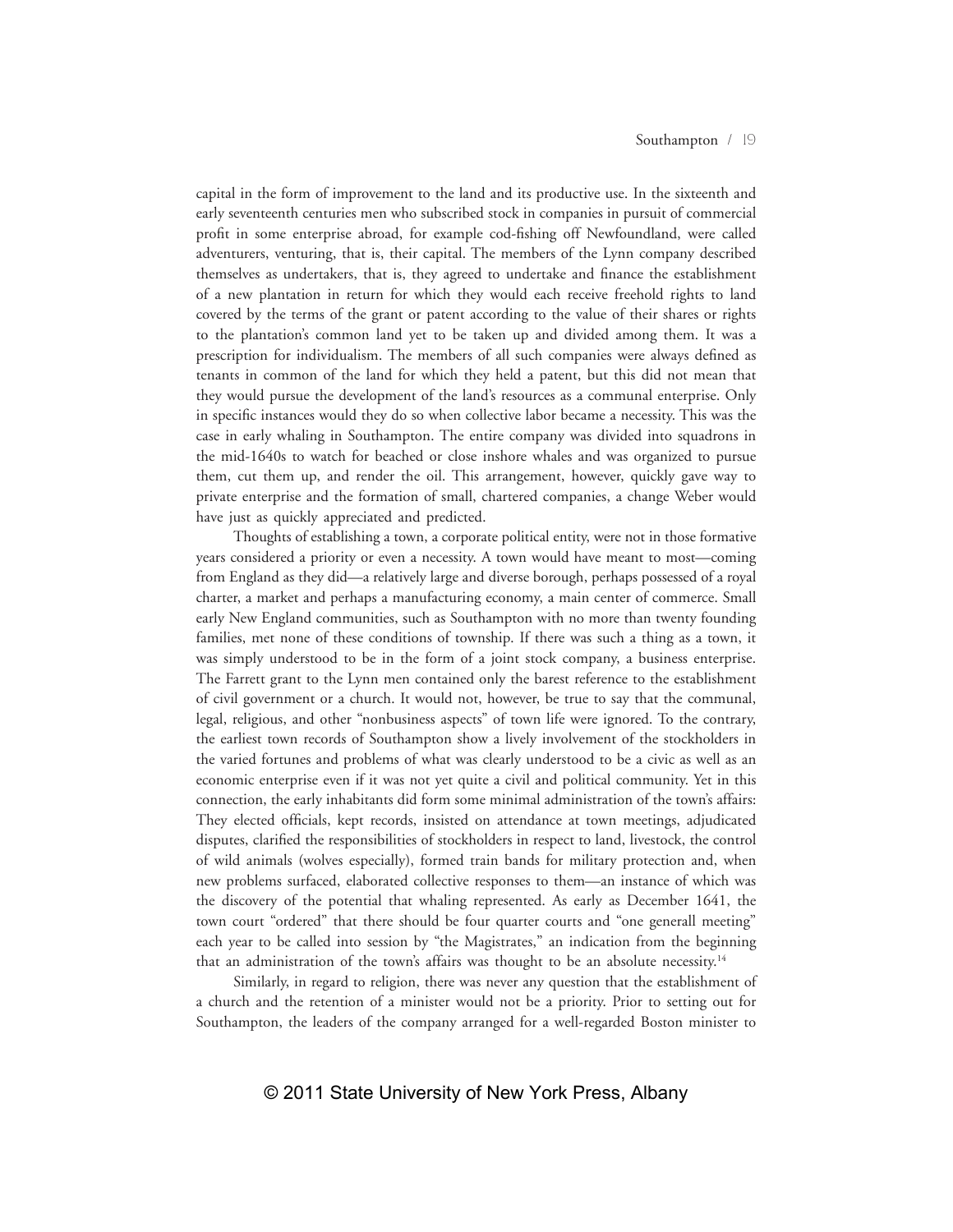capital in the form of improvement to the land and its productive use. In the sixteenth and early seventeenth centuries men who subscribed stock in companies in pursuit of commercial profit in some enterprise abroad, for example cod-fishing off Newfoundland, were called adventurers, venturing, that is, their capital. The members of the Lynn company described themselves as undertakers, that is, they agreed to undertake and finance the establishment of a new plantation in return for which they would each receive freehold rights to land covered by the terms of the grant or patent according to the value of their shares or rights to the plantation's common land yet to be taken up and divided among them. It was a prescription for individualism. The members of all such companies were always defined as tenants in common of the land for which they held a patent, but this did not mean that they would pursue the development of the land's resources as a communal enterprise. Only in specific instances would they do so when collective labor became a necessity. This was the case in early whaling in Southampton. The entire company was divided into squadrons in the mid-1640s to watch for beached or close inshore whales and was organized to pursue them, cut them up, and render the oil. This arrangement, however, quickly gave way to private enterprise and the formation of small, chartered companies, a change Weber would have just as quickly appreciated and predicted.

Thoughts of establishing a town, a corporate political entity, were not in those formative years considered a priority or even a necessity. A town would have meant to most—coming from England as they did—a relatively large and diverse borough, perhaps possessed of a royal charter, a market and perhaps a manufacturing economy, a main center of commerce. Small early New England communities, such as Southampton with no more than twenty founding families, met none of these conditions of township. If there was such a thing as a town, it was simply understood to be in the form of a joint stock company, a business enterprise. The Farrett grant to the Lynn men contained only the barest reference to the establishment of civil government or a church. It would not, however, be true to say that the communal, legal, religious, and other "nonbusiness aspects" of town life were ignored. To the contrary, the earliest town records of Southampton show a lively involvement of the stockholders in the varied fortunes and problems of what was clearly understood to be a civic as well as an economic enterprise even if it was not yet quite a civil and political community. Yet in this connection, the early inhabitants did form some minimal administration of the town's affairs: They elected officials, kept records, insisted on attendance at town meetings, adjudicated disputes, clarified the responsibilities of stockholders in respect to land, livestock, the control of wild animals (wolves especially), formed train bands for military protection and, when new problems surfaced, elaborated collective responses to them—an instance of which was the discovery of the potential that whaling represented. As early as December 1641, the town court "ordered" that there should be four quarter courts and "one generall meeting" each year to be called into session by "the Magistrates," an indication from the beginning that an administration of the town's affairs was thought to be an absolute necessity.[14]

Similarly, in regard to religion, there was never any question that the establishment of a church and the retention of a minister would not be a priority. Prior to setting out for Southampton, the leaders of the company arranged for a well-regarded Boston minister to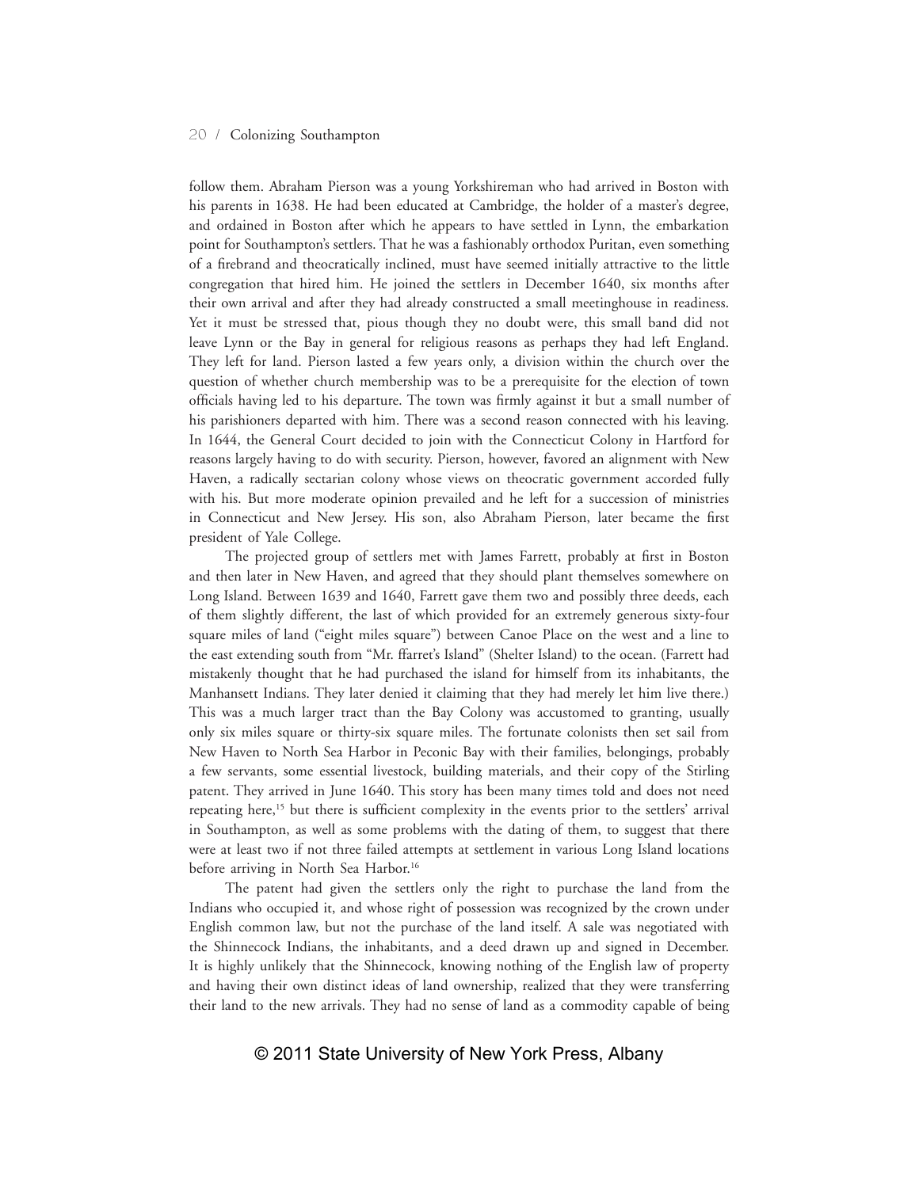follow them. Abraham Pierson was a young Yorkshireman who had arrived in Boston with his parents in 1638. He had been educated at Cambridge, the holder of a master's degree, and ordained in Boston after which he appears to have settled in Lynn, the embarkation point for Southampton's settlers. That he was a fashionably orthodox Puritan, even something of a firebrand and theocratically inclined, must have seemed initially attractive to the little congregation that hired him. He joined the settlers in December 1640, six months after their own arrival and after they had already constructed a small meetinghouse in readiness. Yet it must be stressed that, pious though they no doubt were, this small band did not leave Lynn or the Bay in general for religious reasons as perhaps they had left England. They left for land. Pierson lasted a few years only, a division within the church over the question of whether church membership was to be a prerequisite for the election of town officials having led to his departure. The town was firmly against it but a small number of his parishioners departed with him. There was a second reason connected with his leaving. In 1644, the General Court decided to join with the Connecticut Colony in Hartford for reasons largely having to do with security. Pierson, however, favored an alignment with New Haven, a radically sectarian colony whose views on theocratic government accorded fully with his. But more moderate opinion prevailed and he left for a succession of ministries in Connecticut and New Jersey. His son, also Abraham Pierson, later became the first president of Yale College.

The projected group of settlers met with James Farrett, probably at first in Boston and then later in New Haven, and agreed that they should plant themselves somewhere on Long Island. Between 1639 and 1640, Farrett gave them two and possibly three deeds, each of them slightly different, the last of which provided for an extremely generous sixty-four square miles of land ("eight miles square") between Canoe Place on the west and a line to the east extending south from "Mr. ffarret's Island" (Shelter Island) to the ocean. (Farrett had mistakenly thought that he had purchased the island for himself from its inhabitants, the Manhansett Indians. They later denied it claiming that they had merely let him live there.) This was a much larger tract than the Bay Colony was accustomed to granting, usually only six miles square or thirty-six square miles. The fortunate colonists then set sail from New Haven to North Sea Harbor in Peconic Bay with their families, belongings, probably a few servants, some essential livestock, building materials, and their copy of the Stirling patent. They arrived in June 1640. This story has been many times told and does not need repeating here,[15] but there is sufficient complexity in the events prior to the settlers' arrival in Southampton, as well as some problems with the dating of them, to suggest that there were at least two if not three failed attempts at settlement in various Long Island locations before arriving in North Sea Harbor.[16]

The patent had given the settlers only the right to purchase the land from the Indians who occupied it, and whose right of possession was recognized by the crown under English common law, but not the purchase of the land itself. A sale was negotiated with the Shinnecock Indians, the inhabitants, and a deed drawn up and signed in December. It is highly unlikely that the Shinnecock, knowing nothing of the English law of property and having their own distinct ideas of land ownership, realized that they were transferring their land to the new arrivals. They had no sense of land as a commodity capable of being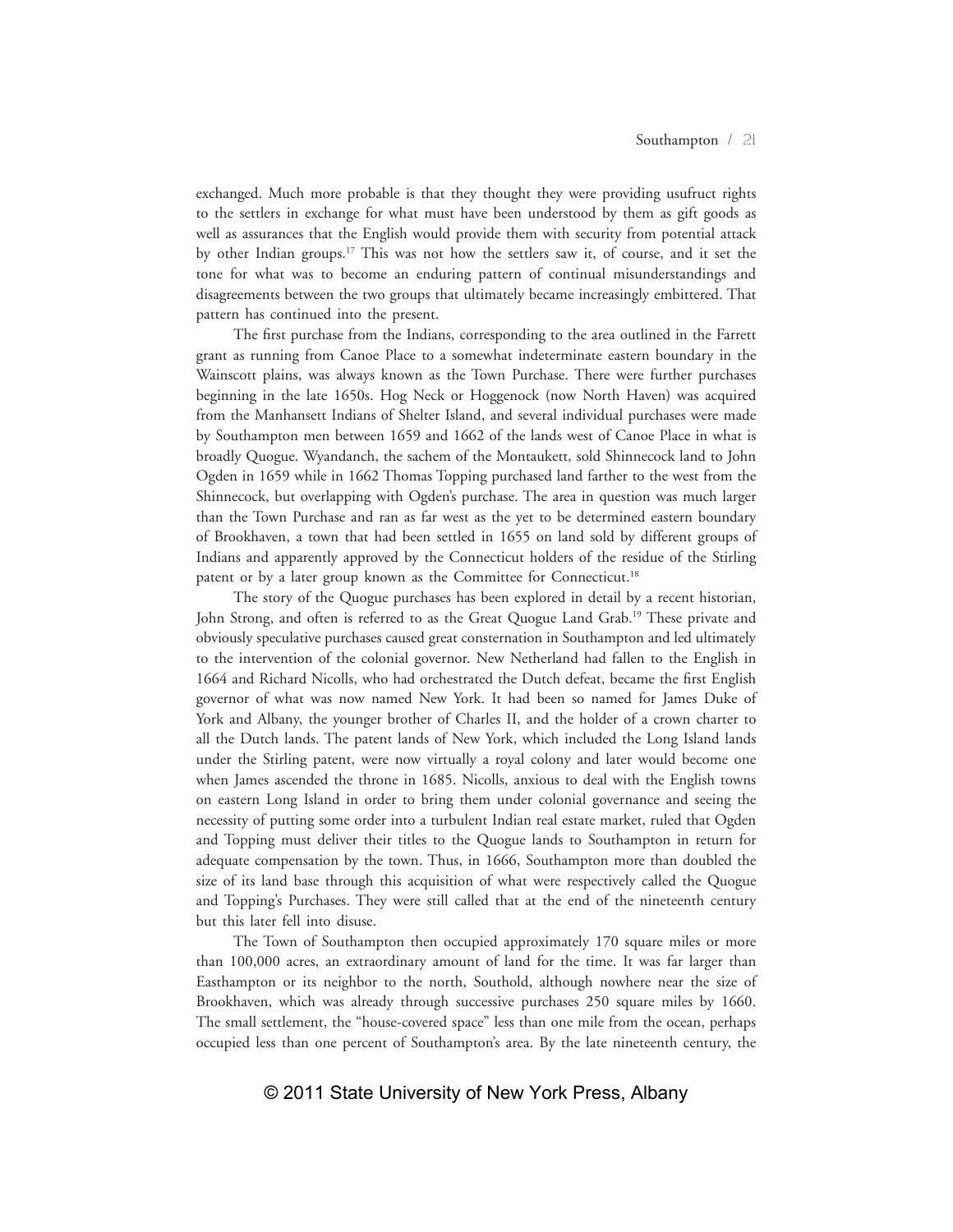exchanged. Much more probable is that they thought they were providing usufruct rights to the settlers in exchange for what must have been understood by them as gift goods as well as assurances that the English would provide them with security from potential attack by other Indian groups.[17] This was not how the settlers saw it, of course, and it set the tone for what was to become an enduring pattern of continual misunderstandings and disagreements between the two groups that ultimately became increasingly embittered. That pattern has continued into the present.

The first purchase from the Indians, corresponding to the area outlined in the Farrett grant as running from Canoe Place to a somewhat indeterminate eastern boundary in the Wainscott plains, was always known as the Town Purchase. There were further purchases beginning in the late 1650s. Hog Neck or Hoggenock (now North Haven) was acquired from the Manhansett Indians of Shelter Island, and several individual purchases were made by Southampton men between 1659 and 1662 of the lands west of Canoe Place in what is broadly Quogue. Wyandanch, the sachem of the Montaukett, sold Shinnecock land to John Ogden in 1659 while in 1662 Thomas Topping purchased land farther to the west from the Shinnecock, but overlapping with Ogden's purchase. The area in question was much larger than the Town Purchase and ran as far west as the yet to be determined eastern boundary of Brookhaven, a town that had been settled in 1655 on land sold by different groups of Indians and apparently approved by the Connecticut holders of the residue of the Stirling patent or by a later group known as the Committee for Connecticut.[18]

The story of the Quogue purchases has been explored in detail by a recent historian, John Strong, and often is referred to as the Great Quogue Land Grab.[19] These private and obviously speculative purchases caused great consternation in Southampton and led ultimately to the intervention of the colonial governor. New Netherland had fallen to the English in 1664 and Richard Nicolls, who had orchestrated the Dutch defeat, became the first English governor of what was now named New York. It had been so named for James Duke of York and Albany, the younger brother of Charles II, and the holder of a crown charter to all the Dutch lands. The patent lands of New York, which included the Long Island lands under the Stirling patent, were now virtually a royal colony and later would become one when James ascended the throne in 1685. Nicolls, anxious to deal with the English towns on eastern Long Island in order to bring them under colonial governance and seeing the necessity of putting some order into a turbulent Indian real estate market, ruled that Ogden and Topping must deliver their titles to the Quogue lands to Southampton in return for adequate compensation by the town. Thus, in 1666, Southampton more than doubled the size of its land base through this acquisition of what were respectively called the Quogue and Topping's Purchases. They were still called that at the end of the nineteenth century but this later fell into disuse.

The Town of Southampton then occupied approximately 170 square miles or more than 100,000 acres, an extraordinary amount of land for the time. It was far larger than Easthampton or its neighbor to the north, Southold, although nowhere near the size of Brookhaven, which was already through successive purchases 250 square miles by 1660. The small settlement, the "house-covered space" less than one mile from the ocean, perhaps occupied less than one percent of Southampton's area. By the late nineteenth century, the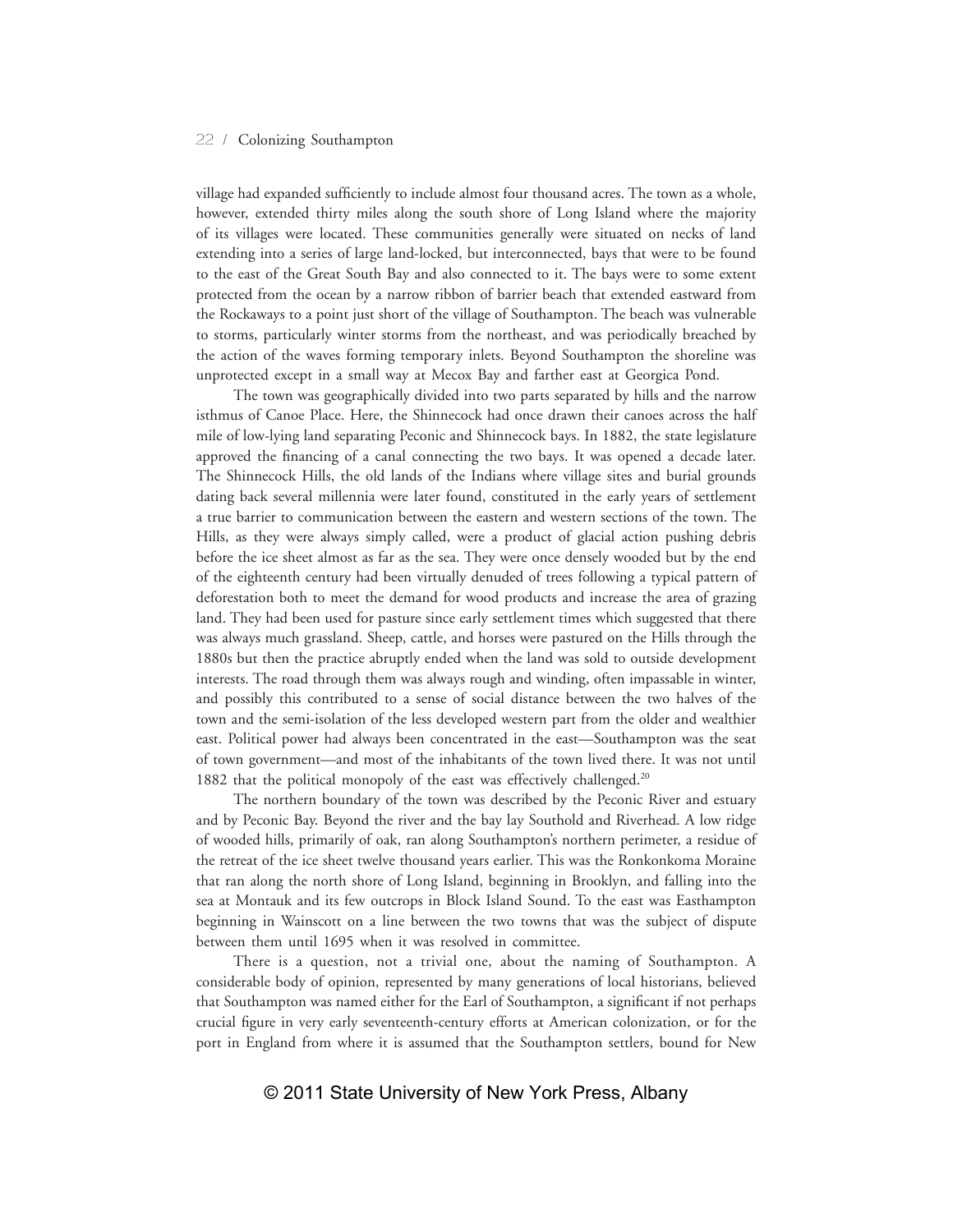village had expanded sufficiently to include almost four thousand acres. The town as a whole, however, extended thirty miles along the south shore of Long Island where the majority of its villages were located. These communities generally were situated on necks of land extending into a series of large land-locked, but interconnected, bays that were to be found to the east of the Great South Bay and also connected to it. The bays were to some extent protected from the ocean by a narrow ribbon of barrier beach that extended eastward from the Rockaways to a point just short of the village of Southampton. The beach was vulnerable to storms, particularly winter storms from the northeast, and was periodically breached by the action of the waves forming temporary inlets. Beyond Southampton the shoreline was unprotected except in a small way at Mecox Bay and farther east at Georgica Pond.

The town was geographically divided into two parts separated by hills and the narrow isthmus of Canoe Place. Here, the Shinnecock had once drawn their canoes across the half mile of low-lying land separating Peconic and Shinnecock bays. In 1882, the state legislature approved the financing of a canal connecting the two bays. It was opened a decade later. The Shinnecock Hills, the old lands of the Indians where village sites and burial grounds dating back several millennia were later found, constituted in the early years of settlement a true barrier to communication between the eastern and western sections of the town. The Hills, as they were always simply called, were a product of glacial action pushing debris before the ice sheet almost as far as the sea. They were once densely wooded but by the end of the eighteenth century had been virtually denuded of trees following a typical pattern of deforestation both to meet the demand for wood products and increase the area of grazing land. They had been used for pasture since early settlement times which suggested that there was always much grassland. Sheep, cattle, and horses were pastured on the Hills through the 1880s but then the practice abruptly ended when the land was sold to outside development interests. The road through them was always rough and winding, often impassable in winter, and possibly this contributed to a sense of social distance between the two halves of the town and the semi-isolation of the less developed western part from the older and wealthier east. Political power had always been concentrated in the east—Southampton was the seat of town government—and most of the inhabitants of the town lived there. It was not until 1882 that the political monopoly of the east was effectively challenged.[20]

The northern boundary of the town was described by the Peconic River and estuary and by Peconic Bay. Beyond the river and the bay lay Southold and Riverhead. A low ridge of wooded hills, primarily of oak, ran along Southampton's northern perimeter, a residue of the retreat of the ice sheet twelve thousand years earlier. This was the Ronkonkoma Moraine that ran along the north shore of Long Island, beginning in Brooklyn, and falling into the sea at Montauk and its few outcrops in Block Island Sound. To the east was Easthampton beginning in Wainscott on a line between the two towns that was the subject of dispute between them until 1695 when it was resolved in committee.

There is a question, not a trivial one, about the naming of Southampton. A considerable body of opinion, represented by many generations of local historians, believed that Southampton was named either for the Earl of Southampton, a significant if not perhaps crucial figure in very early seventeenth-century efforts at American colonization, or for the port in England from where it is assumed that the Southampton settlers, bound for New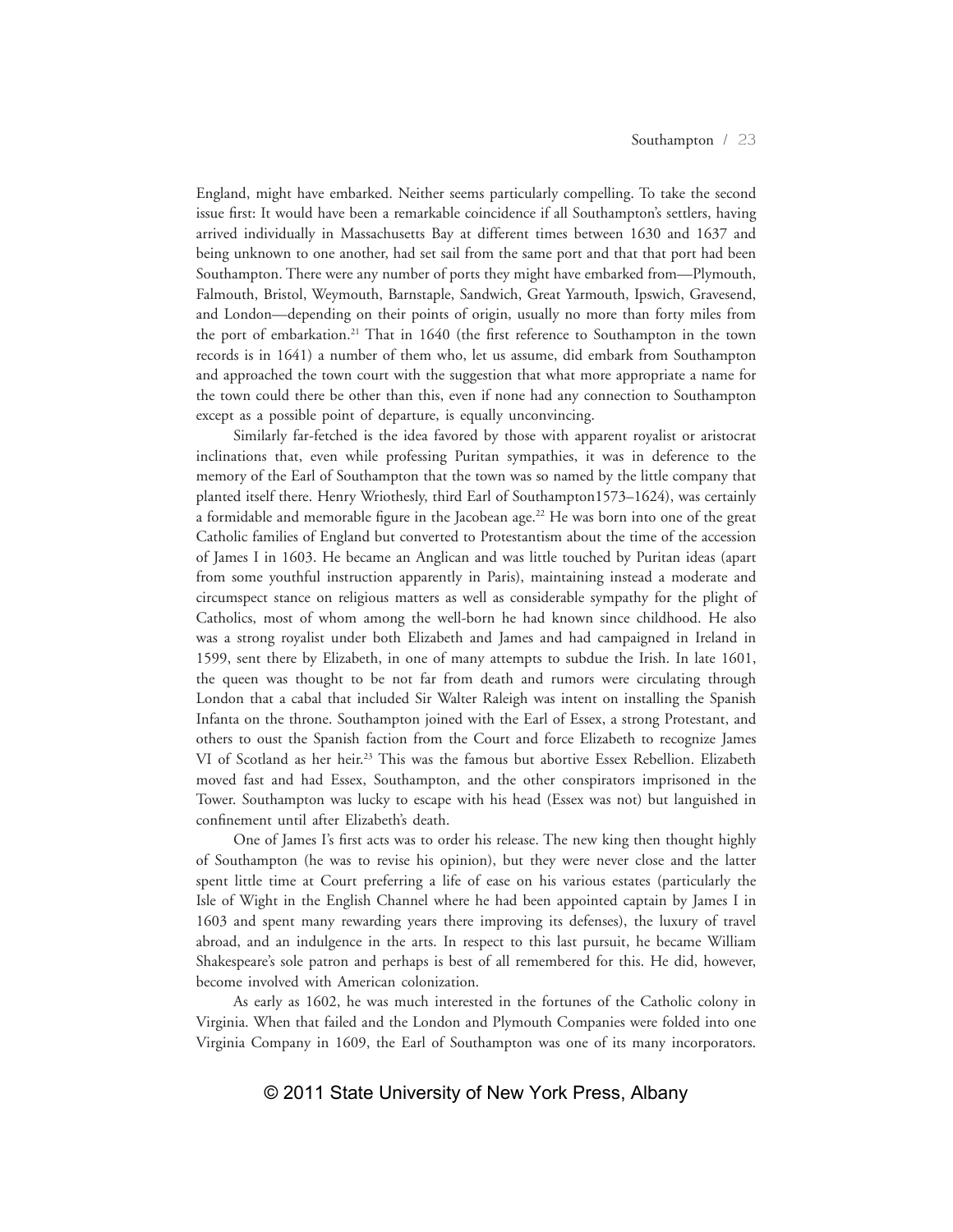England, might have embarked. Neither seems particularly compelling. To take the second issue first: It would have been a remarkable coincidence if all Southampton's settlers, having arrived individually in Massachusetts Bay at different times between 1630 and 1637 and being unknown to one another, had set sail from the same port and that that port had been Southampton. There were any number of ports they might have embarked from—Plymouth, Falmouth, Bristol, Weymouth, Barnstaple, Sandwich, Great Yarmouth, Ipswich, Gravesend, and London—depending on their points of origin, usually no more than forty miles from the port of embarkation.[21] That in 1640 (the first reference to Southampton in the town records is in 1641) a number of them who, let us assume, did embark from Southampton and approached the town court with the suggestion that what more appropriate a name for the town could there be other than this, even if none had any connection to Southampton except as a possible point of departure, is equally unconvincing.

Similarly far-fetched is the idea favored by those with apparent royalist or aristocrat inclinations that, even while professing Puritan sympathies, it was in deference to the memory of the Earl of Southampton that the town was so named by the little company that planted itself there. Henry Wriothesly, third Earl of Southampton1573–1624), was certainly a formidable and memorable figure in the Jacobean age.[22] He was born into one of the great Catholic families of England but converted to Protestantism about the time of the accession of James I in 1603. He became an Anglican and was little touched by Puritan ideas (apart from some youthful instruction apparently in Paris), maintaining instead a moderate and circumspect stance on religious matters as well as considerable sympathy for the plight of Catholics, most of whom among the well-born he had known since childhood. He also was a strong royalist under both Elizabeth and James and had campaigned in Ireland in 1599, sent there by Elizabeth, in one of many attempts to subdue the Irish. In late 1601, the queen was thought to be not far from death and rumors were circulating through London that a cabal that included Sir Walter Raleigh was intent on installing the Spanish Infanta on the throne. Southampton joined with the Earl of Essex, a strong Protestant, and others to oust the Spanish faction from the Court and force Elizabeth to recognize James VI of Scotland as her heir.[23] This was the famous but abortive Essex Rebellion. Elizabeth moved fast and had Essex, Southampton, and the other conspirators imprisoned in the Tower. Southampton was lucky to escape with his head (Essex was not) but languished in confinement until after Elizabeth's death.

One of James I's first acts was to order his release. The new king then thought highly of Southampton (he was to revise his opinion), but they were never close and the latter spent little time at Court preferring a life of ease on his various estates (particularly the Isle of Wight in the English Channel where he had been appointed captain by James I in 1603 and spent many rewarding years there improving its defenses), the luxury of travel abroad, and an indulgence in the arts. In respect to this last pursuit, he became William Shakespeare's sole patron and perhaps is best of all remembered for this. He did, however, become involved with American colonization.

As early as 1602, he was much interested in the fortunes of the Catholic colony in Virginia. When that failed and the London and Plymouth Companies were folded into one Virginia Company in 1609, the Earl of Southampton was one of its many incorporators.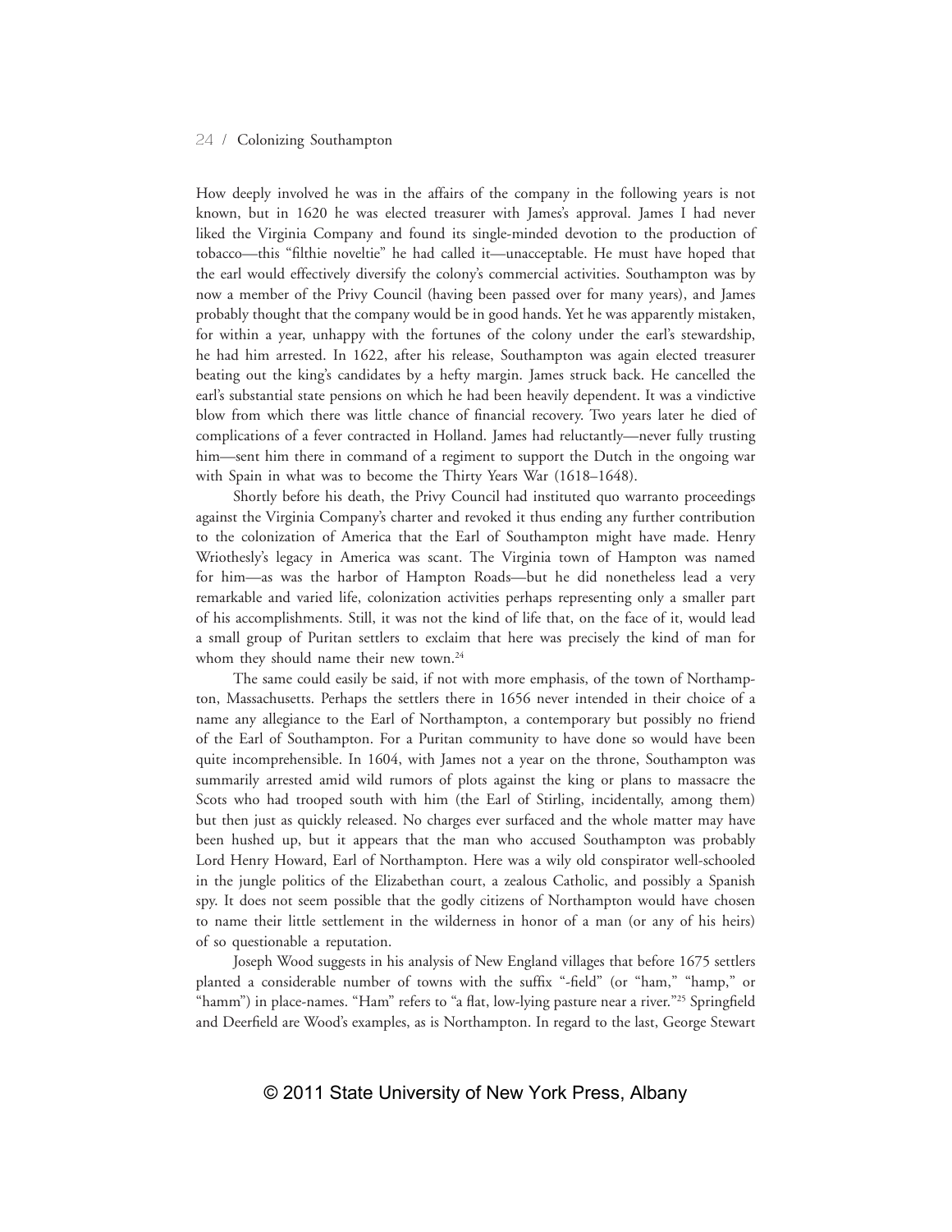How deeply involved he was in the affairs of the company in the following years is not known, but in 1620 he was elected treasurer with James's approval. James I had never liked the Virginia Company and found its single-minded devotion to the production of tobacco—this "filthie noveltie" he had called it—unacceptable. He must have hoped that the earl would effectively diversify the colony's commercial activities. Southampton was by now a member of the Privy Council (having been passed over for many years), and James probably thought that the company would be in good hands. Yet he was apparently mistaken, for within a year, unhappy with the fortunes of the colony under the earl's stewardship, he had him arrested. In 1622, after his release, Southampton was again elected treasurer beating out the king's candidates by a hefty margin. James struck back. He cancelled the earl's substantial state pensions on which he had been heavily dependent. It was a vindictive blow from which there was little chance of financial recovery. Two years later he died of complications of a fever contracted in Holland. James had reluctantly—never fully trusting him—sent him there in command of a regiment to support the Dutch in the ongoing war with Spain in what was to become the Thirty Years War (1618–1648).

Shortly before his death, the Privy Council had instituted quo warranto proceedings against the Virginia Company's charter and revoked it thus ending any further contribution to the colonization of America that the Earl of Southampton might have made. Henry Wriothesly's legacy in America was scant. The Virginia town of Hampton was named for him—as was the harbor of Hampton Roads—but he did nonetheless lead a very remarkable and varied life, colonization activities perhaps representing only a smaller part of his accomplishments. Still, it was not the kind of life that, on the face of it, would lead a small group of Puritan settlers to exclaim that here was precisely the kind of man for whom they should name their new town.[24]

The same could easily be said, if not with more emphasis, of the town of Northampton, Massachusetts. Perhaps the settlers there in 1656 never intended in their choice of a name any allegiance to the Earl of Northampton, a contemporary but possibly no friend of the Earl of Southampton. For a Puritan community to have done so would have been quite incomprehensible. In 1604, with James not a year on the throne, Southampton was summarily arrested amid wild rumors of plots against the king or plans to massacre the Scots who had trooped south with him (the Earl of Stirling, incidentally, among them) but then just as quickly released. No charges ever surfaced and the whole matter may have been hushed up, but it appears that the man who accused Southampton was probably Lord Henry Howard, Earl of Northampton. Here was a wily old conspirator well-schooled in the jungle politics of the Elizabethan court, a zealous Catholic, and possibly a Spanish spy. It does not seem possible that the godly citizens of Northampton would have chosen to name their little settlement in the wilderness in honor of a man (or any of his heirs) of so questionable a reputation.

Joseph Wood suggests in his analysis of New England villages that before 1675 settlers planted a considerable number of towns with the suffix "-field" (or "ham," "hamp," or "hamm") in place-names. "Ham" refers to "a flat, low-lying pasture near a river."[25] Springfield and Deerfield are Wood's examples, as is Northampton. In regard to the last, George Stewart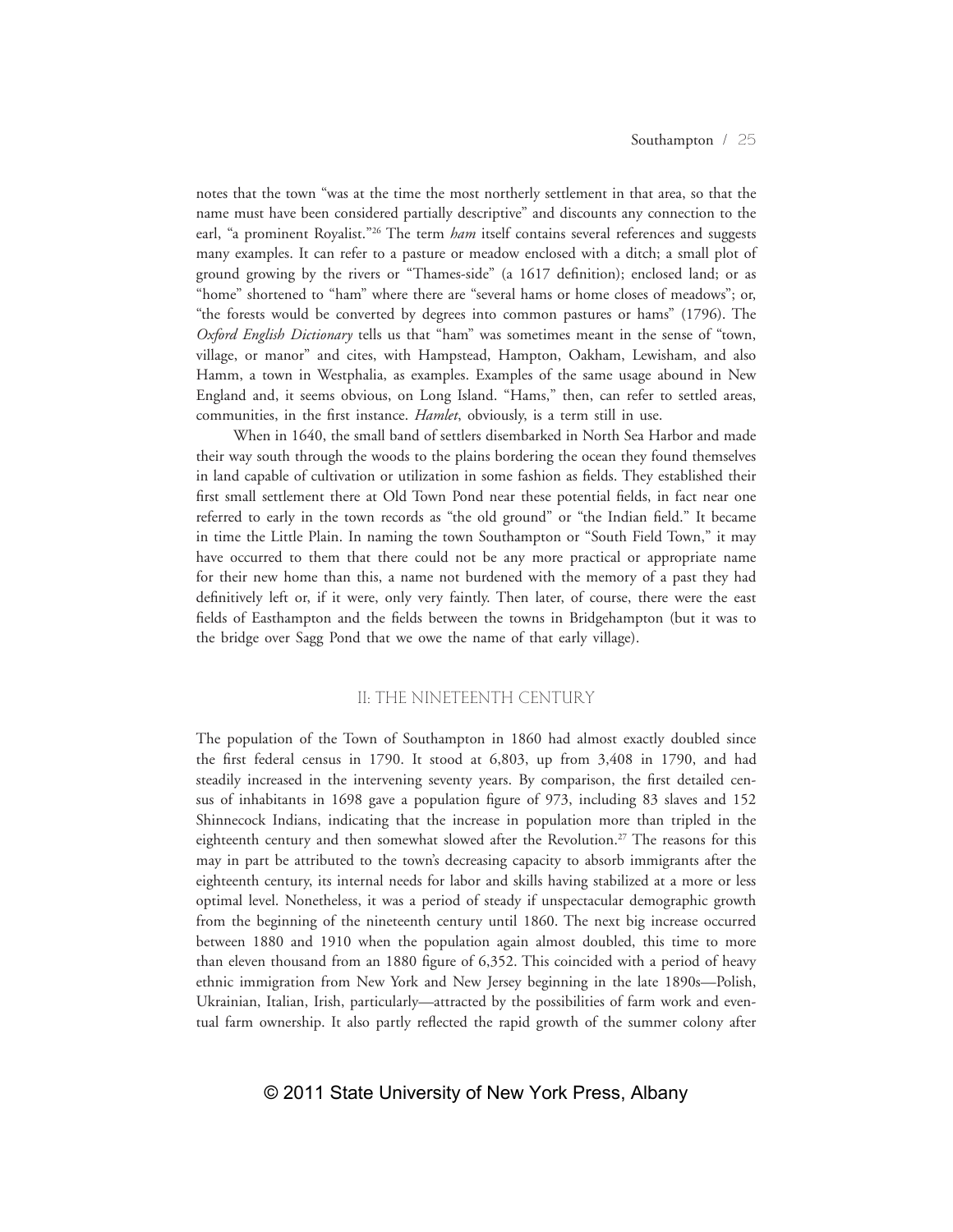notes that the town "was at the time the most northerly settlement in that area, so that the name must have been considered partially descriptive" and discounts any connection to the earl, "a prominent Royalist."[26] The term *ham* itself contains several references and suggests many examples. It can refer to a pasture or meadow enclosed with a ditch; a small plot of ground growing by the rivers or "Thames-side" (a 1617 definition); enclosed land; or as "home" shortened to "ham" where there are "several hams or home closes of meadows"; or, "the forests would be converted by degrees into common pastures or hams" (1796). The *Oxford English Dictionary* tells us that "ham" was sometimes meant in the sense of "town, village, or manor" and cites, with Hampstead, Hampton, Oakham, Lewisham, and also Hamm, a town in Westphalia, as examples. Examples of the same usage abound in New England and, it seems obvious, on Long Island. "Hams," then, can refer to settled areas, communities, in the first instance. *Hamlet*, obviously, is a term still in use.

When in 1640, the small band of settlers disembarked in North Sea Harbor and made their way south through the woods to the plains bordering the ocean they found themselves in land capable of cultivation or utilization in some fashion as fields. They established their first small settlement there at Old Town Pond near these potential fields, in fact near one referred to early in the town records as "the old ground" or "the Indian field." It became in time the Little Plain. In naming the town Southampton or "South Field Town," it may have occurred to them that there could not be any more practical or appropriate name for their new home than this, a name not burdened with the memory of a past they had definitively left or, if it were, only very faintly. Then later, of course, there were the east fields of Easthampton and the fields between the towns in Bridgehampton (but it was to the bridge over Sagg Pond that we owe the name of that early village).

## II: The Nineteenth Century

The population of the Town of Southampton in 1860 had almost exactly doubled since the first federal census in 1790. It stood at 6,803, up from 3,408 in 1790, and had steadily increased in the intervening seventy years. By comparison, the first detailed census of inhabitants in 1698 gave a population figure of 973, including 83 slaves and 152 Shinnecock Indians, indicating that the increase in population more than tripled in the eighteenth century and then somewhat slowed after the Revolution.[27] The reasons for this may in part be attributed to the town's decreasing capacity to absorb immigrants after the eighteenth century, its internal needs for labor and skills having stabilized at a more or less optimal level. Nonetheless, it was a period of steady if unspectacular demographic growth from the beginning of the nineteenth century until 1860. The next big increase occurred between 1880 and 1910 when the population again almost doubled, this time to more than eleven thousand from an 1880 figure of 6,352. This coincided with a period of heavy ethnic immigration from New York and New Jersey beginning in the late 1890s—Polish, Ukrainian, Italian, Irish, particularly—attracted by the possibilities of farm work and eventual farm ownership. It also partly reflected the rapid growth of the summer colony after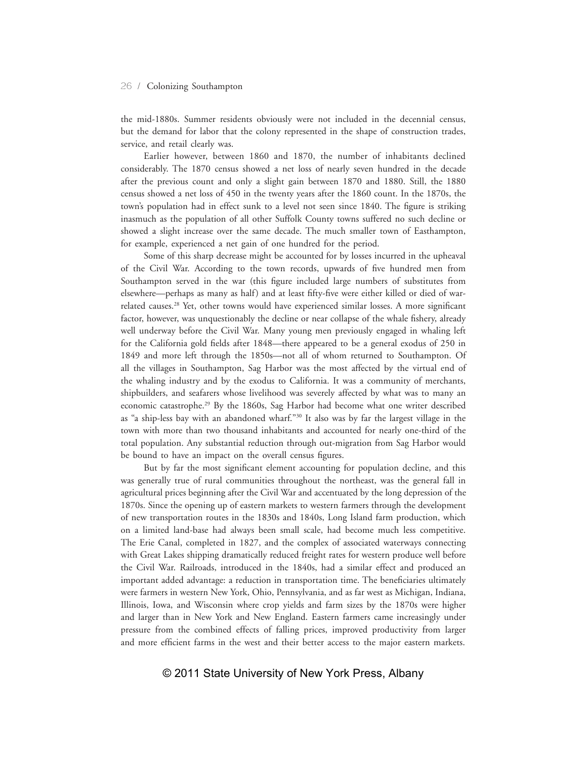the mid-1880s. Summer residents obviously were not included in the decennial census, but the demand for labor that the colony represented in the shape of construction trades, service, and retail clearly was.

Earlier however, between 1860 and 1870, the number of inhabitants declined considerably. The 1870 census showed a net loss of nearly seven hundred in the decade after the previous count and only a slight gain between 1870 and 1880. Still, the 1880 census showed a net loss of 450 in the twenty years after the 1860 count. In the 1870s, the town's population had in effect sunk to a level not seen since 1840. The figure is striking inasmuch as the population of all other Suffolk County towns suffered no such decline or showed a slight increase over the same decade. The much smaller town of Easthampton, for example, experienced a net gain of one hundred for the period.

Some of this sharp decrease might be accounted for by losses incurred in the upheaval of the Civil War. According to the town records, upwards of five hundred men from Southampton served in the war (this figure included large numbers of substitutes from elsewhere—perhaps as many as half) and at least fifty-five were either killed or died of war-related causes.[28] Yet, other towns would have experienced similar losses. A more significant factor, however, was unquestionably the decline or near collapse of the whale fishery, already well underway before the Civil War. Many young men previously engaged in whaling left for the California gold fields after 1848—there appeared to be a general exodus of 250 in 1849 and more left through the 1850s—not all of whom returned to Southampton. Of all the villages in Southampton, Sag Harbor was the most affected by the virtual end of the whaling industry and by the exodus to California. It was a community of merchants, shipbuilders, and seafarers whose livelihood was severely affected by what was to many an economic catastrophe.[29] By the 1860s, Sag Harbor had become what one writer described as "a ship-less bay with an abandoned wharf."[30] It also was by far the largest village in the town with more than two thousand inhabitants and accounted for nearly one-third of the total population. Any substantial reduction through out-migration from Sag Harbor would be bound to have an impact on the overall census figures.

But by far the most significant element accounting for population decline, and this was generally true of rural communities throughout the northeast, was the general fall in agricultural prices beginning after the Civil War and accentuated by the long depression of the 1870s. Since the opening up of eastern markets to western farmers through the development of new transportation routes in the 1830s and 1840s, Long Island farm production, which on a limited land-base had always been small scale, had become much less competitive. The Erie Canal, completed in 1827, and the complex of associated waterways connecting with Great Lakes shipping dramatically reduced freight rates for western produce well before the Civil War. Railroads, introduced in the 1840s, had a similar effect and produced an important added advantage: a reduction in transportation time. The beneficiaries ultimately were farmers in western New York, Ohio, Pennsylvania, and as far west as Michigan, Indiana, Illinois, Iowa, and Wisconsin where crop yields and farm sizes by the 1870s were higher and larger than in New York and New England. Eastern farmers came increasingly under pressure from the combined effects of falling prices, improved productivity from larger and more efficient farms in the west and their better access to the major eastern markets.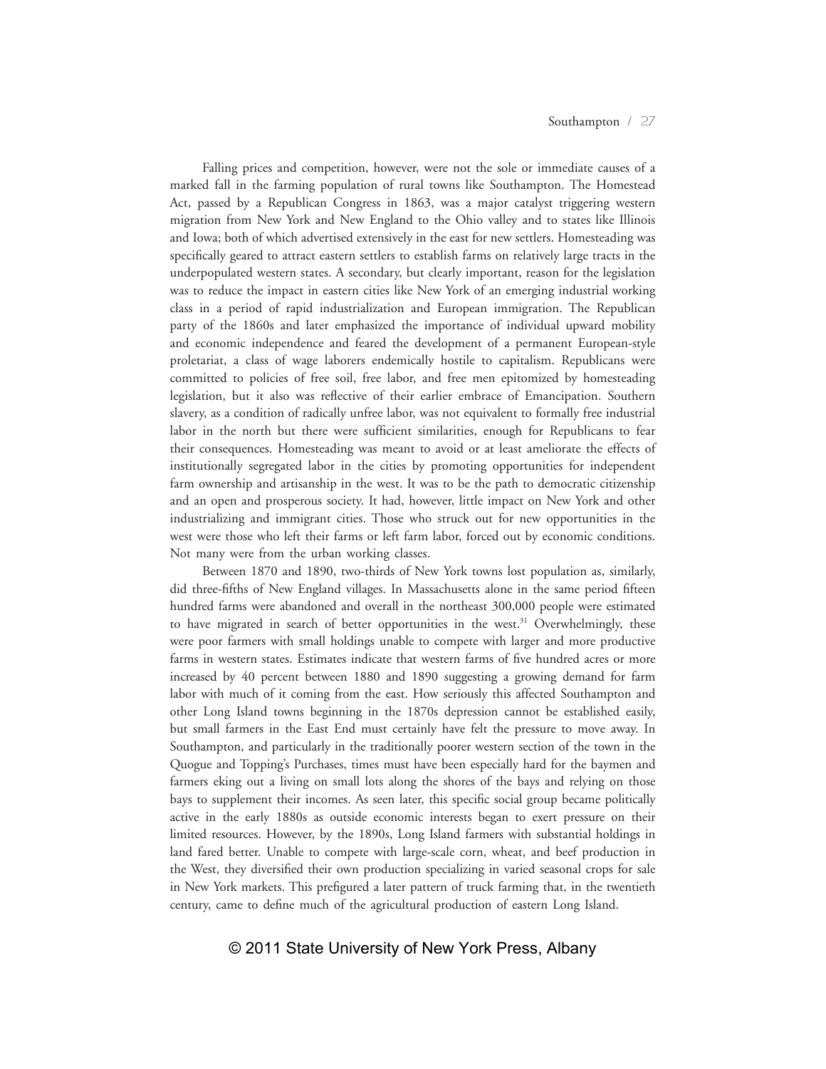Falling prices and competition, however, were not the sole or immediate causes of a marked fall in the farming population of rural towns like Southampton. The Homestead Act, passed by a Republican Congress in 1863, was a major catalyst triggering western migration from New York and New England to the Ohio valley and to states like Illinois and Iowa; both of which advertised extensively in the east for new settlers. Homesteading was specifically geared to attract eastern settlers to establish farms on relatively large tracts in the underpopulated western states. A secondary, but clearly important, reason for the legislation was to reduce the impact in eastern cities like New York of an emerging industrial working class in a period of rapid industrialization and European immigration. The Republican party of the 1860s and later emphasized the importance of individual upward mobility and economic independence and feared the development of a permanent European-style proletariat, a class of wage laborers endemically hostile to capitalism. Republicans were committed to policies of free soil, free labor, and free men epitomized by homesteading legislation, but it also was reflective of their earlier embrace of Emancipation. Southern slavery, as a condition of radically unfree labor, was not equivalent to formally free industrial labor in the north but there were sufficient similarities, enough for Republicans to fear their consequences. Homesteading was meant to avoid or at least ameliorate the effects of institutionally segregated labor in the cities by promoting opportunities for independent farm ownership and artisanship in the west. It was to be the path to democratic citizenship and an open and prosperous society. It had, however, little impact on New York and other industrializing and immigrant cities. Those who struck out for new opportunities in the west were those who left their farms or left farm labor, forced out by economic conditions. Not many were from the urban working classes.

Between 1870 and 1890, two-thirds of New York towns lost population as, similarly, did three-fifths of New England villages. In Massachusetts alone in the same period fifteen hundred farms were abandoned and overall in the northeast 300,000 people were estimated to have migrated in search of better opportunities in the west.[31] Overwhelmingly, these were poor farmers with small holdings unable to compete with larger and more productive farms in western states. Estimates indicate that western farms of five hundred acres or more increased by 40 percent between 1880 and 1890 suggesting a growing demand for farm labor with much of it coming from the east. How seriously this affected Southampton and other Long Island towns beginning in the 1870s depression cannot be established easily, but small farmers in the East End must certainly have felt the pressure to move away. In Southampton, and particularly in the traditionally poorer western section of the town in the Quogue and Topping's Purchases, times must have been especially hard for the baymen and farmers eking out a living on small lots along the shores of the bays and relying on those bays to supplement their incomes. As seen later, this specific social group became politically active in the early 1880s as outside economic interests began to exert pressure on their limited resources. However, by the 1890s, Long Island farmers with substantial holdings in land fared better. Unable to compete with large-scale corn, wheat, and beef production in the West, they diversified their own production specializing in varied seasonal crops for sale in New York markets. This prefigured a later pattern of truck farming that, in the twentieth century, came to define much of the agricultural production of eastern Long Island.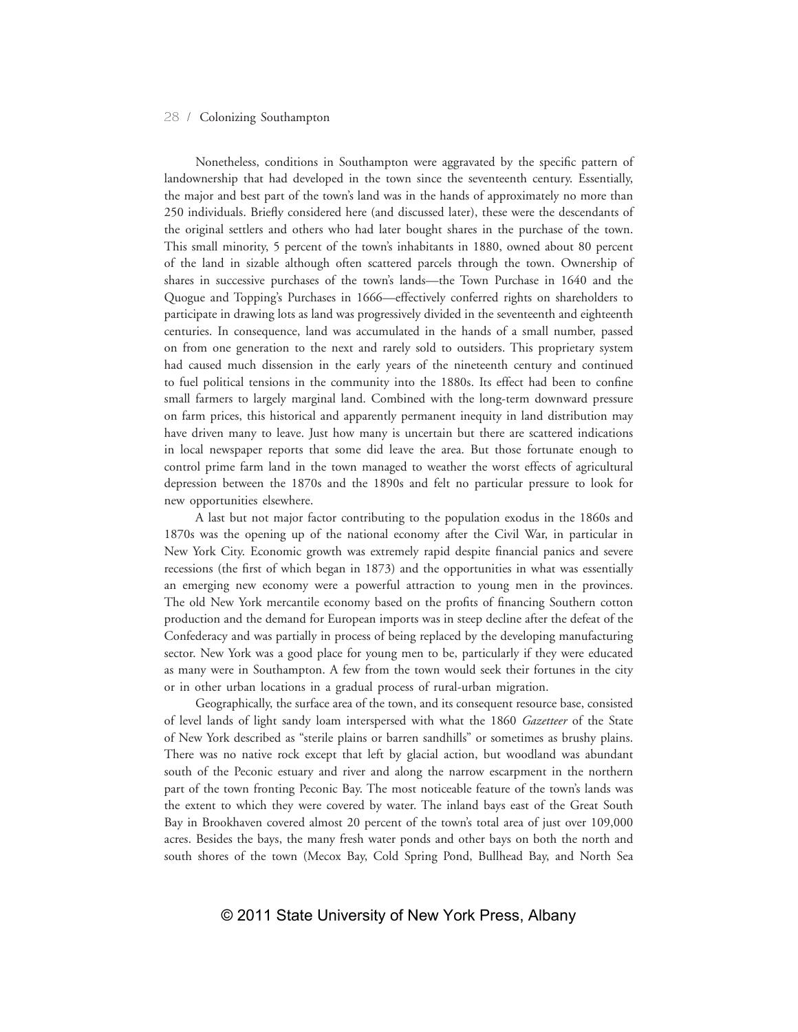Nonetheless, conditions in Southampton were aggravated by the specific pattern of landownership that had developed in the town since the seventeenth century. Essentially, the major and best part of the town's land was in the hands of approximately no more than 250 individuals. Briefly considered here (and discussed later), these were the descendants of the original settlers and others who had later bought shares in the purchase of the town. This small minority, 5 percent of the town's inhabitants in 1880, owned about 80 percent of the land in sizable although often scattered parcels through the town. Ownership of shares in successive purchases of the town's lands—the Town Purchase in 1640 and the Quogue and Topping's Purchases in 1666—effectively conferred rights on shareholders to participate in drawing lots as land was progressively divided in the seventeenth and eighteenth centuries. In consequence, land was accumulated in the hands of a small number, passed on from one generation to the next and rarely sold to outsiders. This proprietary system had caused much dissension in the early years of the nineteenth century and continued to fuel political tensions in the community into the 1880s. Its effect had been to confine small farmers to largely marginal land. Combined with the long-term downward pressure on farm prices, this historical and apparently permanent inequity in land distribution may have driven many to leave. Just how many is uncertain but there are scattered indications in local newspaper reports that some did leave the area. But those fortunate enough to control prime farm land in the town managed to weather the worst effects of agricultural depression between the 1870s and the 1890s and felt no particular pressure to look for new opportunities elsewhere.

A last but not major factor contributing to the population exodus in the 1860s and 1870s was the opening up of the national economy after the Civil War, in particular in New York City. Economic growth was extremely rapid despite financial panics and severe recessions (the first of which began in 1873) and the opportunities in what was essentially an emerging new economy were a powerful attraction to young men in the provinces. The old New York mercantile economy based on the profits of financing Southern cotton production and the demand for European imports was in steep decline after the defeat of the Confederacy and was partially in process of being replaced by the developing manufacturing sector. New York was a good place for young men to be, particularly if they were educated as many were in Southampton. A few from the town would seek their fortunes in the city or in other urban locations in a gradual process of rural-urban migration.

Geographically, the surface area of the town, and its consequent resource base, consisted of level lands of light sandy loam interspersed with what the 1860 *Gazetteer* of the State of New York described as "sterile plains or barren sandhills" or sometimes as brushy plains. There was no native rock except that left by glacial action, but woodland was abundant south of the Peconic estuary and river and along the narrow escarpment in the northern part of the town fronting Peconic Bay. The most noticeable feature of the town's lands was the extent to which they were covered by water. The inland bays east of the Great South Bay in Brookhaven covered almost 20 percent of the town's total area of just over 109,000 acres. Besides the bays, the many fresh water ponds and other bays on both the north and south shores of the town (Mecox Bay, Cold Spring Pond, Bullhead Bay, and North Sea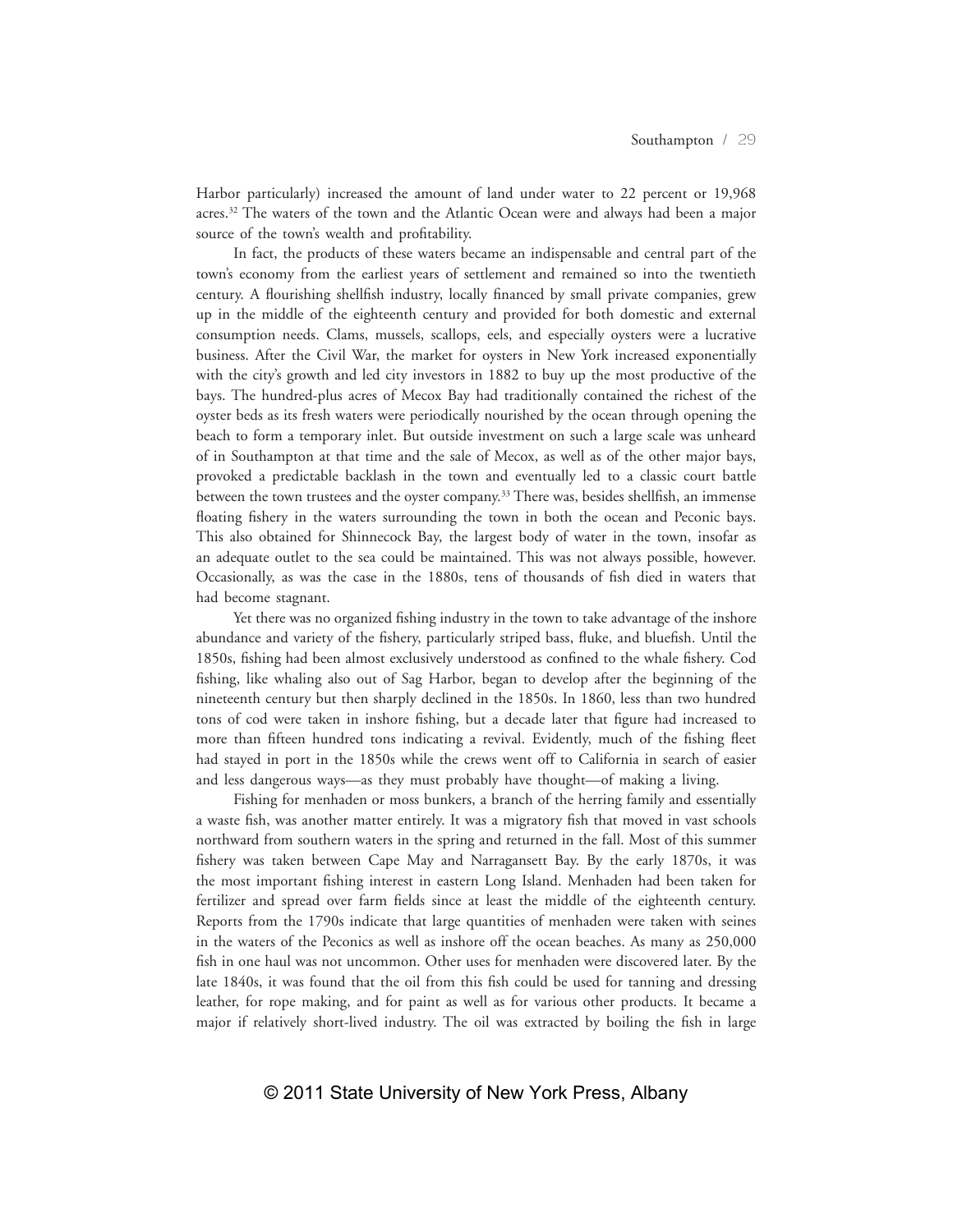Harbor particularly) increased the amount of land under water to 22 percent or 19,968 acres.[32] The waters of the town and the Atlantic Ocean were and always had been a major source of the town's wealth and profitability.

In fact, the products of these waters became an indispensable and central part of the town's economy from the earliest years of settlement and remained so into the twentieth century. A flourishing shellfish industry, locally financed by small private companies, grew up in the middle of the eighteenth century and provided for both domestic and external consumption needs. Clams, mussels, scallops, eels, and especially oysters were a lucrative business. After the Civil War, the market for oysters in New York increased exponentially with the city's growth and led city investors in 1882 to buy up the most productive of the bays. The hundred-plus acres of Mecox Bay had traditionally contained the richest of the oyster beds as its fresh waters were periodically nourished by the ocean through opening the beach to form a temporary inlet. But outside investment on such a large scale was unheard of in Southampton at that time and the sale of Mecox, as well as of the other major bays, provoked a predictable backlash in the town and eventually led to a classic court battle between the town trustees and the oyster company.[33] There was, besides shellfish, an immense floating fishery in the waters surrounding the town in both the ocean and Peconic bays. This also obtained for Shinnecock Bay, the largest body of water in the town, insofar as an adequate outlet to the sea could be maintained. This was not always possible, however. Occasionally, as was the case in the 1880s, tens of thousands of fish died in waters that had become stagnant.

Yet there was no organized fishing industry in the town to take advantage of the inshore abundance and variety of the fishery, particularly striped bass, fluke, and bluefish. Until the 1850s, fishing had been almost exclusively understood as confined to the whale fishery. Cod fishing, like whaling also out of Sag Harbor, began to develop after the beginning of the nineteenth century but then sharply declined in the 1850s. In 1860, less than two hundred tons of cod were taken in inshore fishing, but a decade later that figure had increased to more than fifteen hundred tons indicating a revival. Evidently, much of the fishing fleet had stayed in port in the 1850s while the crews went off to California in search of easier and less dangerous ways—as they must probably have thought—of making a living.

Fishing for menhaden or moss bunkers, a branch of the herring family and essentially a waste fish, was another matter entirely. It was a migratory fish that moved in vast schools northward from southern waters in the spring and returned in the fall. Most of this summer fishery was taken between Cape May and Narragansett Bay. By the early 1870s, it was the most important fishing interest in eastern Long Island. Menhaden had been taken for fertilizer and spread over farm fields since at least the middle of the eighteenth century. Reports from the 1790s indicate that large quantities of menhaden were taken with seines in the waters of the Peconics as well as inshore off the ocean beaches. As many as 250,000 fish in one haul was not uncommon. Other uses for menhaden were discovered later. By the late 1840s, it was found that the oil from this fish could be used for tanning and dressing leather, for rope making, and for paint as well as for various other products. It became a major if relatively short-lived industry. The oil was extracted by boiling the fish in large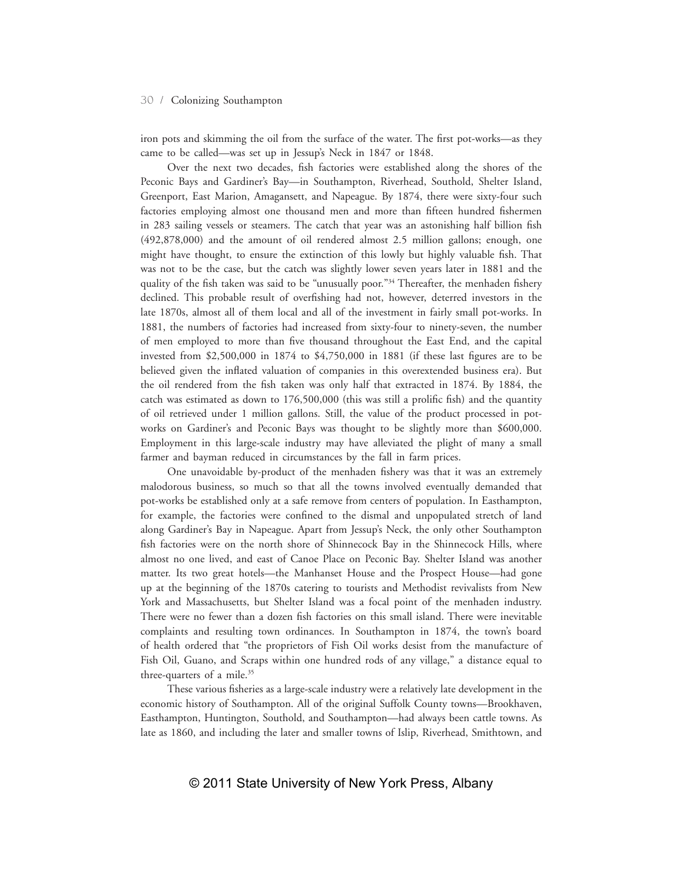iron pots and skimming the oil from the surface of the water. The first pot-works—as they came to be called—was set up in Jessup's Neck in 1847 or 1848.

Over the next two decades, fish factories were established along the shores of the Peconic Bays and Gardiner's Bay—in Southampton, Riverhead, Southold, Shelter Island, Greenport, East Marion, Amagansett, and Napeague. By 1874, there were sixty-four such factories employing almost one thousand men and more than fifteen hundred fishermen in 283 sailing vessels or steamers. The catch that year was an astonishing half billion fish (492,878,000) and the amount of oil rendered almost 2.5 million gallons; enough, one might have thought, to ensure the extinction of this lowly but highly valuable fish. That was not to be the case, but the catch was slightly lower seven years later in 1881 and the quality of the fish taken was said to be "unusually poor."[34] Thereafter, the menhaden fishery declined. This probable result of overfishing had not, however, deterred investors in the late 1870s, almost all of them local and all of the investment in fairly small pot-works. In 1881, the numbers of factories had increased from sixty-four to ninety-seven, the number of men employed to more than five thousand throughout the East End, and the capital invested from $2,500,000 in 1874 to $4,750,000 in 1881 (if these last figures are to be believed given the inflated valuation of companies in this overextended business era). But the oil rendered from the fish taken was only half that extracted in 1874. By 1884, the catch was estimated as down to 176,500,000 (this was still a prolific fish) and the quantity of oil retrieved under 1 million gallons. Still, the value of the product processed in pot-works on Gardiner's and Peconic Bays was thought to be slightly more than $600,000. Employment in this large-scale industry may have alleviated the plight of many a small farmer and bayman reduced in circumstances by the fall in farm prices.

One unavoidable by-product of the menhaden fishery was that it was an extremely malodorous business, so much so that all the towns involved eventually demanded that pot-works be established only at a safe remove from centers of population. In Easthampton, for example, the factories were confined to the dismal and unpopulated stretch of land along Gardiner's Bay in Napeague. Apart from Jessup's Neck, the only other Southampton fish factories were on the north shore of Shinnecock Bay in the Shinnecock Hills, where almost no one lived, and east of Canoe Place on Peconic Bay. Shelter Island was another matter. Its two great hotels—the Manhanset House and the Prospect House—had gone up at the beginning of the 1870s catering to tourists and Methodist revivalists from New York and Massachusetts, but Shelter Island was a focal point of the menhaden industry. There were no fewer than a dozen fish factories on this small island. There were inevitable complaints and resulting town ordinances. In Southampton in 1874, the town's board of health ordered that "the proprietors of Fish Oil works desist from the manufacture of Fish Oil, Guano, and Scraps within one hundred rods of any village," a distance equal to three-quarters of a mile.[35]

These various fisheries as a large-scale industry were a relatively late development in the economic history of Southampton. All of the original Suffolk County towns—Brookhaven, Easthampton, Huntington, Southold, and Southampton—had always been cattle towns. As late as 1860, and including the later and smaller towns of Islip, Riverhead, Smithtown, and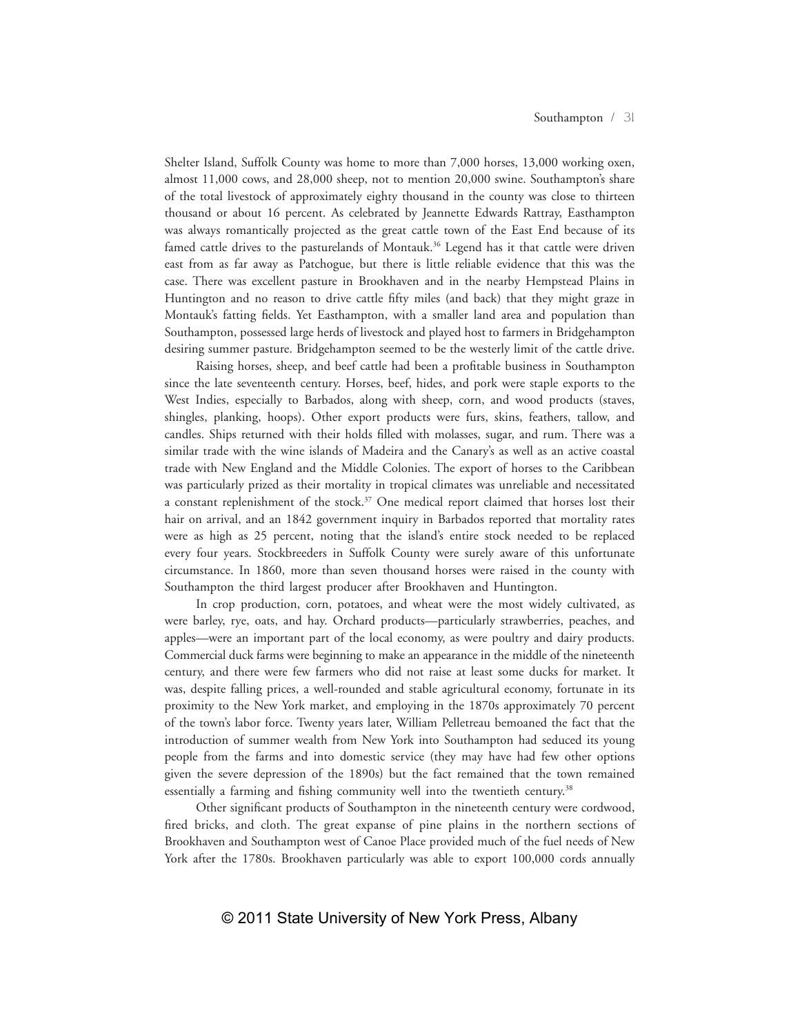Shelter Island, Suffolk County was home to more than 7,000 horses, 13,000 working oxen, almost 11,000 cows, and 28,000 sheep, not to mention 20,000 swine. Southampton's share of the total livestock of approximately eighty thousand in the county was close to thirteen thousand or about 16 percent. As celebrated by Jeannette Edwards Rattray, Easthampton was always romantically projected as the great cattle town of the East End because of its famed cattle drives to the pasturelands of Montauk.[36] Legend has it that cattle were driven east from as far away as Patchogue, but there is little reliable evidence that this was the case. There was excellent pasture in Brookhaven and in the nearby Hempstead Plains in Huntington and no reason to drive cattle fifty miles (and back) that they might graze in Montauk's fatting fields. Yet Easthampton, with a smaller land area and population than Southampton, possessed large herds of livestock and played host to farmers in Bridgehampton desiring summer pasture. Bridgehampton seemed to be the westerly limit of the cattle drive.

Raising horses, sheep, and beef cattle had been a profitable business in Southampton since the late seventeenth century. Horses, beef, hides, and pork were staple exports to the West Indies, especially to Barbados, along with sheep, corn, and wood products (staves, shingles, planking, hoops). Other export products were furs, skins, feathers, tallow, and candles. Ships returned with their holds filled with molasses, sugar, and rum. There was a similar trade with the wine islands of Madeira and the Canary's as well as an active coastal trade with New England and the Middle Colonies. The export of horses to the Caribbean was particularly prized as their mortality in tropical climates was unreliable and necessitated a constant replenishment of the stock.[37] One medical report claimed that horses lost their hair on arrival, and an 1842 government inquiry in Barbados reported that mortality rates were as high as 25 percent, noting that the island's entire stock needed to be replaced every four years. Stockbreeders in Suffolk County were surely aware of this unfortunate circumstance. In 1860, more than seven thousand horses were raised in the county with Southampton the third largest producer after Brookhaven and Huntington.

In crop production, corn, potatoes, and wheat were the most widely cultivated, as were barley, rye, oats, and hay. Orchard products—particularly strawberries, peaches, and apples—were an important part of the local economy, as were poultry and dairy products. Commercial duck farms were beginning to make an appearance in the middle of the nineteenth century, and there were few farmers who did not raise at least some ducks for market. It was, despite falling prices, a well-rounded and stable agricultural economy, fortunate in its proximity to the New York market, and employing in the 1870s approximately 70 percent of the town's labor force. Twenty years later, William Pelletreau bemoaned the fact that the introduction of summer wealth from New York into Southampton had seduced its young people from the farms and into domestic service (they may have had few other options given the severe depression of the 1890s) but the fact remained that the town remained essentially a farming and fishing community well into the twentieth century.[38]

Other significant products of Southampton in the nineteenth century were cordwood, fired bricks, and cloth. The great expanse of pine plains in the northern sections of Brookhaven and Southampton west of Canoe Place provided much of the fuel needs of New York after the 1780s. Brookhaven particularly was able to export 100,000 cords annually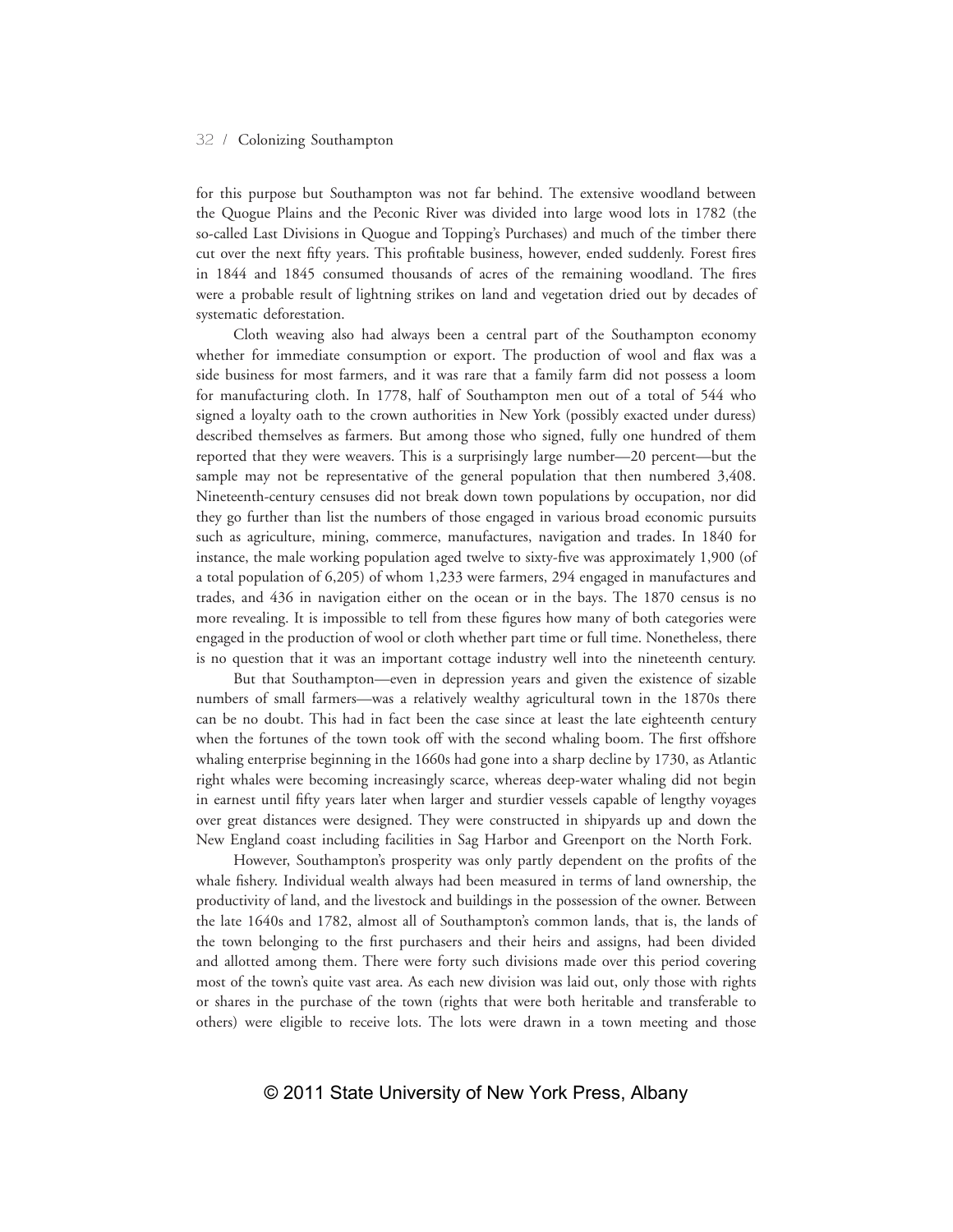for this purpose but Southampton was not far behind. The extensive woodland between the Quogue Plains and the Peconic River was divided into large wood lots in 1782 (the so-called Last Divisions in Quogue and Topping's Purchases) and much of the timber there cut over the next fifty years. This profitable business, however, ended suddenly. Forest fires in 1844 and 1845 consumed thousands of acres of the remaining woodland. The fires were a probable result of lightning strikes on land and vegetation dried out by decades of systematic deforestation.

Cloth weaving also had always been a central part of the Southampton economy whether for immediate consumption or export. The production of wool and flax was a side business for most farmers, and it was rare that a family farm did not possess a loom for manufacturing cloth. In 1778, half of Southampton men out of a total of 544 who signed a loyalty oath to the crown authorities in New York (possibly exacted under duress) described themselves as farmers. But among those who signed, fully one hundred of them reported that they were weavers. This is a surprisingly large number—20 percent—but the sample may not be representative of the general population that then numbered 3,408. Nineteenth-century censuses did not break down town populations by occupation, nor did they go further than list the numbers of those engaged in various broad economic pursuits such as agriculture, mining, commerce, manufactures, navigation and trades. In 1840 for instance, the male working population aged twelve to sixty-five was approximately 1,900 (of a total population of 6,205) of whom 1,233 were farmers, 294 engaged in manufactures and trades, and 436 in navigation either on the ocean or in the bays. The 1870 census is no more revealing. It is impossible to tell from these figures how many of both categories were engaged in the production of wool or cloth whether part time or full time. Nonetheless, there is no question that it was an important cottage industry well into the nineteenth century.

But that Southampton—even in depression years and given the existence of sizable numbers of small farmers—was a relatively wealthy agricultural town in the 1870s there can be no doubt. This had in fact been the case since at least the late eighteenth century when the fortunes of the town took off with the second whaling boom. The first offshore whaling enterprise beginning in the 1660s had gone into a sharp decline by 1730, as Atlantic right whales were becoming increasingly scarce, whereas deep-water whaling did not begin in earnest until fifty years later when larger and sturdier vessels capable of lengthy voyages over great distances were designed. They were constructed in shipyards up and down the New England coast including facilities in Sag Harbor and Greenport on the North Fork.

However, Southampton's prosperity was only partly dependent on the profits of the whale fishery. Individual wealth always had been measured in terms of land ownership, the productivity of land, and the livestock and buildings in the possession of the owner. Between the late 1640s and 1782, almost all of Southampton's common lands, that is, the lands of the town belonging to the first purchasers and their heirs and assigns, had been divided and allotted among them. There were forty such divisions made over this period covering most of the town's quite vast area. As each new division was laid out, only those with rights or shares in the purchase of the town (rights that were both heritable and transferable to others) were eligible to receive lots. The lots were drawn in a town meeting and those

© 2011 State University of New York Press, Albany